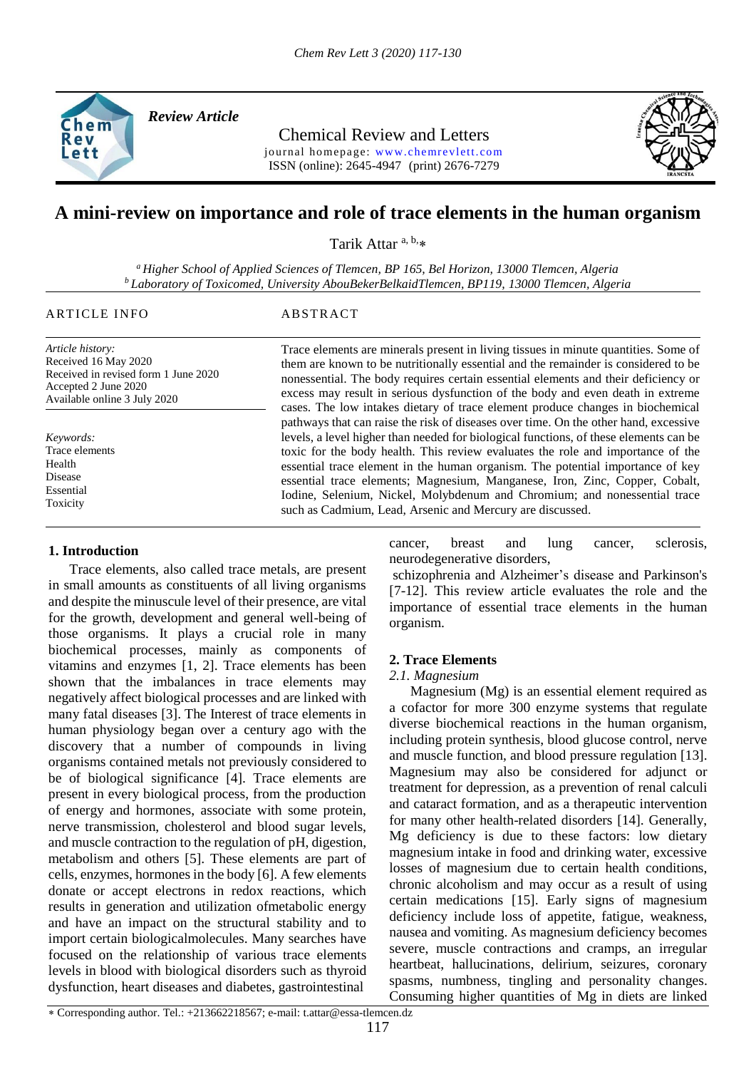*Review Article*

Chemical Review and Letters
journal homepage: www.chemrevlett.com
ISSN (online): 2645-4947 (print) 2676-7279

# A mini-review on importance and role of trace elements in the human organism

Tarik Attar [a, b,]*

[a] Higher School of Applied Sciences of Tlemcen, BP 165, Bel Horizon, 13000 Tlemcen, Algeria
[b] Laboratory of Toxicomed, University AbouBekerBelkaidTlemcen, BP119, 13000 Tlemcen, Algeria

ARTICLE INFO

*Article history:*
Received 16 May 2020
Received in revised form 1 June 2020
Accepted 2 June 2020
Available online 3 July 2020

*Keywords:*
Trace elements
Health
Disease
Essential
Toxicity

ABSTRACT

Trace elements are minerals present in living tissues in minute quantities. Some of them are known to be nutritionally essential and the remainder is considered to be nonessential. The body requires certain essential elements and their deficiency or excess may result in serious dysfunction of the body and even death in extreme cases. The low intakes dietary of trace element produce changes in biochemical pathways that can raise the risk of diseases over time. On the other hand, excessive levels, a level higher than needed for biological functions, of these elements can be toxic for the body health. This review evaluates the role and importance of the essential trace element in the human organism. The potential importance of key essential trace elements; Magnesium, Manganese, Iron, Zinc, Copper, Cobalt, Iodine, Selenium, Nickel, Molybdenum and Chromium; and nonessential trace such as Cadmium, Lead, Arsenic and Mercury are discussed.

## 1. Introduction

Trace elements, also called trace metals, are present in small amounts as constituents of all living organisms and despite the minuscule level of their presence, are vital for the growth, development and general well-being of those organisms. It plays a crucial role in many biochemical processes, mainly as components of vitamins and enzymes [1, 2]. Trace elements has been shown that the imbalances in trace elements may negatively affect biological processes and are linked with many fatal diseases [3]. The Interest of trace elements in human physiology began over a century ago with the discovery that a number of compounds in living organisms contained metals not previously considered to be of biological significance [4]. Trace elements are present in every biological process, from the production of energy and hormones, associate with some protein, nerve transmission, cholesterol and blood sugar levels, and muscle contraction to the regulation of pH, digestion, metabolism and others [5]. These elements are part of cells, enzymes, hormones in the body [6]. A few elements donate or accept electrons in redox reactions, which results in generation and utilization ofmetabolic energy and have an impact on the structural stability and to import certain biologicalmolecules. Many searches have focused on the relationship of various trace elements levels in blood with biological disorders such as thyroid dysfunction, heart diseases and diabetes, gastrointestinal cancer, breast and lung cancer, sclerosis, neurodegenerative disorders, schizophrenia and Alzheimer's disease and Parkinson's [7-12]. This review article evaluates the role and the importance of essential trace elements in the human organism.

## 2. Trace Elements

### 2.1. Magnesium

Magnesium (Mg) is an essential element required as a cofactor for more 300 enzyme systems that regulate diverse biochemical reactions in the human organism, including protein synthesis, blood glucose control, nerve and muscle function, and blood pressure regulation [13]. Magnesium may also be considered for adjunct or treatment for depression, as a prevention of renal calculi and cataract formation, and as a therapeutic intervention for many other health-related disorders [14]. Generally, Mg deficiency is due to these factors: low dietary magnesium intake in food and drinking water, excessive losses of magnesium due to certain health conditions, chronic alcoholism and may occur as a result of using certain medications [15]. Early signs of magnesium deficiency include loss of appetite, fatigue, weakness, nausea and vomiting. As magnesium deficiency becomes severe, muscle contractions and cramps, an irregular heartbeat, hallucinations, delirium, seizures, coronary spasms, numbness, tingling and personality changes. Consuming higher quantities of Mg in diets are linked

* Corresponding author. Tel.: +213662218567; e-mail: t.attar@essa-tlemcen.dz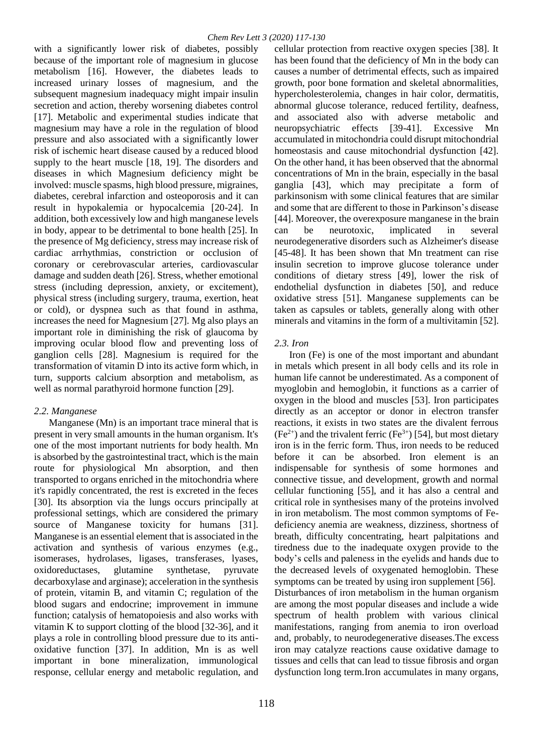with a significantly lower risk of diabetes, possibly because of the important role of magnesium in glucose metabolism [16]. However, the diabetes leads to increased urinary losses of magnesium, and the subsequent magnesium inadequacy might impair insulin secretion and action, thereby worsening diabetes control [17]. Metabolic and experimental studies indicate that magnesium may have a role in the regulation of blood pressure and also associated with a significantly lower risk of ischemic heart disease caused by a reduced blood supply to the heart muscle [18, 19]. The disorders and diseases in which Magnesium deficiency might be involved: muscle spasms, high blood pressure, migraines, diabetes, cerebral infarction and osteoporosis and it can result in hypokalemia or hypocalcemia [20-24]. In addition, both excessively low and high manganese levels in body, appear to be detrimental to bone health [25]. In the presence of Mg deficiency, stress may increase risk of cardiac arrhythmias, constriction or occlusion of coronary or cerebrovascular arteries, cardiovascular damage and sudden death [26]. Stress, whether emotional stress (including depression, anxiety, or excitement), physical stress (including surgery, trauma, exertion, heat or cold), or dyspnea such as that found in asthma, increases the need for Magnesium [27]. Mg also plays an important role in diminishing the risk of glaucoma by improving ocular blood flow and preventing loss of ganglion cells [28]. Magnesium is required for the transformation of vitamin D into its active form which, in turn, supports calcium absorption and metabolism, as well as normal parathyroid hormone function [29].

### *2.2. Manganese*

Manganese (Mn) is an important trace mineral that is present in very small amounts in the human organism. It's one of the most important nutrients for body health. Mn is absorbed by the gastrointestinal tract, which is the main route for physiological Mn absorption, and then transported to organs enriched in the mitochondria where it's rapidly concentrated, the rest is excreted in the feces [30]. Its absorption via the lungs occurs principally at professional settings, which are considered the primary source of Manganese toxicity for humans [31]. Manganese is an essential element that is associated in the activation and synthesis of various enzymes (e.g., isomerases, hydrolases, ligases, transferases, lyases, oxidoreductases, glutamine synthetase, pyruvate decarboxylase and arginase); acceleration in the synthesis of protein, vitamin B, and vitamin C; regulation of the blood sugars and endocrine; improvement in immune function; catalysis of hematopoiesis and also works with vitamin K to support clotting of the blood [32-36], and it plays a role in controlling blood pressure due to its anti-oxidative function [37]. In addition, Mn is as well important in bone mineralization, immunological response, cellular energy and metabolic regulation, and cellular protection from reactive oxygen species [38]. It has been found that the deficiency of Mn in the body can causes a number of detrimental effects, such as impaired growth, poor bone formation and skeletal abnormalities, hypercholesterolemia, changes in hair color, dermatitis, abnormal glucose tolerance, reduced fertility, deafness, and associated also with adverse metabolic and neuropsychiatric effects [39-41]. Excessive Mn accumulated in mitochondria could disrupt mitochondrial homeostasis and cause mitochondrial dysfunction [42]. On the other hand, it has been observed that the abnormal concentrations of Mn in the brain, especially in the basal ganglia [43], which may precipitate a form of parkinsonism with some clinical features that are similar and some that are different to those in Parkinson's disease [44]. Moreover, the overexposure manganese in the brain can be neurotoxic, implicated in several neurodegenerative disorders such as Alzheimer's disease [45-48]. It has been shown that Mn treatment can rise insulin secretion to improve glucose tolerance under conditions of dietary stress [49], lower the risk of endothelial dysfunction in diabetes [50], and reduce oxidative stress [51]. Manganese supplements can be taken as capsules or tablets, generally along with other minerals and vitamins in the form of a multivitamin [52].

### *2.3. Iron*

Iron (Fe) is one of the most important and abundant in metals which present in all body cells and its role in human life cannot be underestimated. As a component of myoglobin and hemoglobin, it functions as a carrier of oxygen in the blood and muscles [53]. Iron participates directly as an acceptor or donor in electron transfer reactions, it exists in two states are the divalent ferrous ($Fe^{2+}$) and the trivalent ferric ($Fe^{3+}$) [54], but most dietary iron is in the ferric form. Thus, iron needs to be reduced before it can be absorbed. Iron element is an indispensable for synthesis of some hormones and connective tissue, and development, growth and normal cellular functioning [55], and it has also a central and critical role in synthesises many of the proteins involved in iron metabolism. The most common symptoms of Fe-deficiency anemia are weakness, dizziness, shortness of breath, difficulty concentrating, heart palpitations and tiredness due to the inadequate oxygen provide to the body's cells and paleness in the eyelids and hands due to the decreased levels of oxygenated hemoglobin. These symptoms can be treated by using iron supplement [56].
Disturbances of iron metabolism in the human organism are among the most popular diseases and include a wide spectrum of health problem with various clinical manifestations, ranging from anemia to iron overload and, probably, to neurodegenerative diseases.The excess iron may catalyze reactions cause oxidative damage to tissues and cells that can lead to tissue fibrosis and organ dysfunction long term.Iron accumulates in many organs,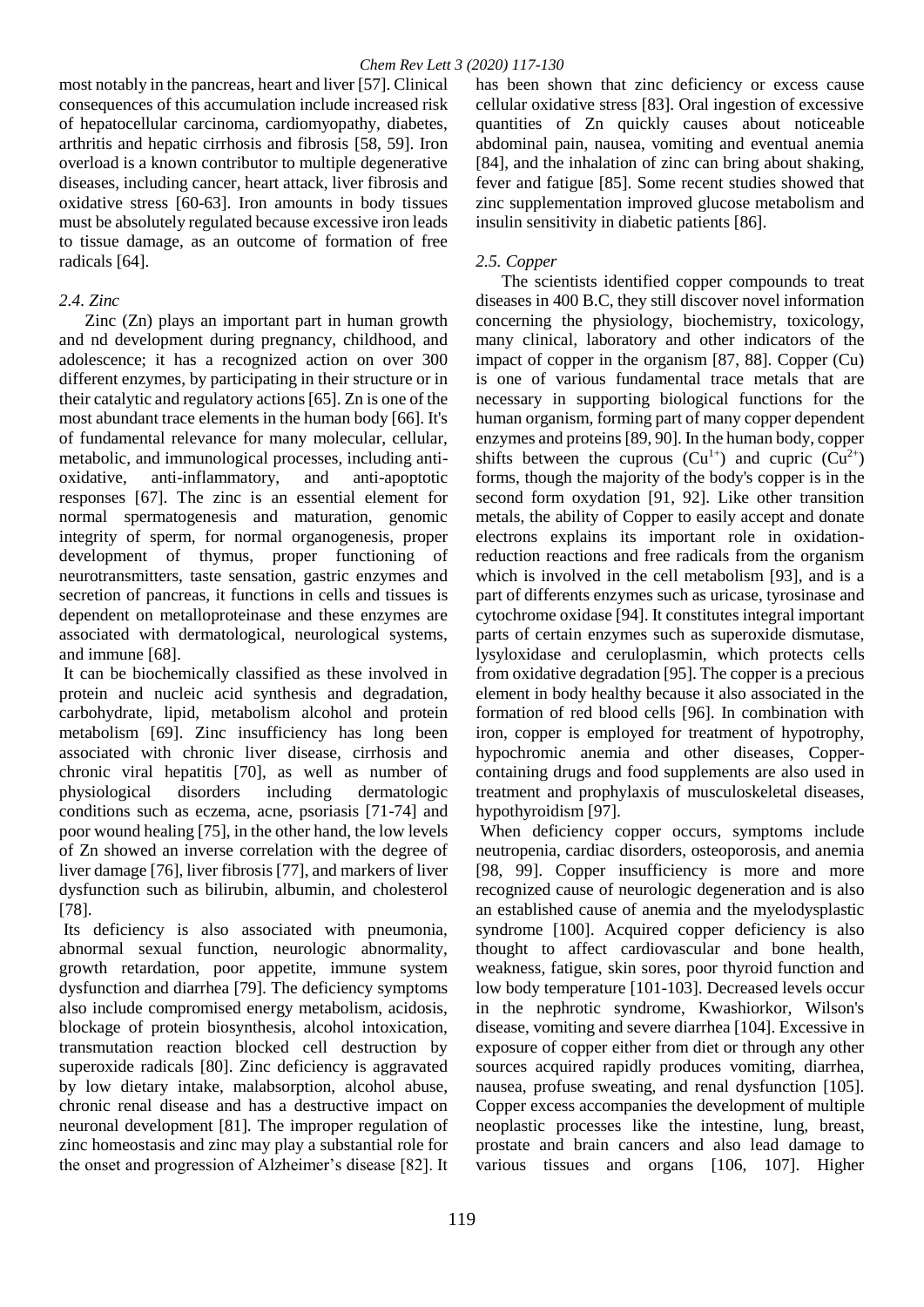most notably in the pancreas, heart and liver [57]. Clinical consequences of this accumulation include increased risk of hepatocellular carcinoma, cardiomyopathy, diabetes, arthritis and hepatic cirrhosis and fibrosis [58, 59]. Iron overload is a known contributor to multiple degenerative diseases, including cancer, heart attack, liver fibrosis and oxidative stress [60-63]. Iron amounts in body tissues must be absolutely regulated because excessive iron leads to tissue damage, as an outcome of formation of free radicals [64].

### *2.4. Zinc*

Zinc (Zn) plays an important part in human growth and nd development during pregnancy, childhood, and adolescence; it has a recognized action on over 300 different enzymes, by participating in their structure or in their catalytic and regulatory actions [65]. Zn is one of the most abundant trace elements in the human body [66]. It's of fundamental relevance for many molecular, cellular, metabolic, and immunological processes, including anti-oxidative, anti-inflammatory, and anti-apoptotic responses [67]. The zinc is an essential element for normal spermatogenesis and maturation, genomic integrity of sperm, for normal organogenesis, proper development of thymus, proper functioning of neurotransmitters, taste sensation, gastric enzymes and secretion of pancreas, it functions in cells and tissues is dependent on metalloproteinase and these enzymes are associated with dermatological, neurological systems, and immune [68].

It can be biochemically classified as these involved in protein and nucleic acid synthesis and degradation, carbohydrate, lipid, metabolism alcohol and protein metabolism [69]. Zinc insufficiency has long been associated with chronic liver disease, cirrhosis and chronic viral hepatitis [70], as well as number of physiological disorders including dermatologic conditions such as eczema, acne, psoriasis [71-74] and poor wound healing [75], in the other hand, the low levels of Zn showed an inverse correlation with the degree of liver damage [76], liver fibrosis [77], and markers of liver dysfunction such as bilirubin, albumin, and cholesterol [78].

Its deficiency is also associated with pneumonia, abnormal sexual function, neurologic abnormality, growth retardation, poor appetite, immune system dysfunction and diarrhea [79]. The deficiency symptoms also include compromised energy metabolism, acidosis, blockage of protein biosynthesis, alcohol intoxication, transmutation reaction blocked cell destruction by superoxide radicals [80]. Zinc deficiency is aggravated by low dietary intake, malabsorption, alcohol abuse, chronic renal disease and has a destructive impact on neuronal development [81]. The improper regulation of zinc homeostasis and zinc may play a substantial role for the onset and progression of Alzheimer's disease [82]. It has been shown that zinc deficiency or excess cause cellular oxidative stress [83]. Oral ingestion of excessive quantities of Zn quickly causes about noticeable abdominal pain, nausea, vomiting and eventual anemia [84], and the inhalation of zinc can bring about shaking, fever and fatigue [85]. Some recent studies showed that zinc supplementation improved glucose metabolism and insulin sensitivity in diabetic patients [86].

### *2.5. Copper*

The scientists identified copper compounds to treat diseases in 400 B.C, they still discover novel information concerning the physiology, biochemistry, toxicology, many clinical, laboratory and other indicators of the impact of copper in the organism [87, 88]. Copper (Cu) is one of various fundamental trace metals that are necessary in supporting biological functions for the human organism, forming part of many copper dependent enzymes and proteins [89, 90]. In the human body, copper shifts between the cuprous ($Cu^{1+}$) and cupric ($Cu^{2+}$) forms, though the majority of the body's copper is in the second form oxydation [91, 92]. Like other transition metals, the ability of Copper to easily accept and donate electrons explains its important role in oxidation-reduction reactions and free radicals from the organism which is involved in the cell metabolism [93], and is a part of differents enzymes such as uricase, tyrosinase and cytochrome oxidase [94]. It constitutes integral important parts of certain enzymes such as superoxide dismutase, lysyloxidase and ceruloplasmin, which protects cells from oxidative degradation [95]. The copper is a precious element in body healthy because it also associated in the formation of red blood cells [96]. In combination with iron, copper is employed for treatment of hypotrophy, hypochromic anemia and other diseases, Copper-containing drugs and food supplements are also used in treatment and prophylaxis of musculoskeletal diseases, hypothyroidism [97].

When deficiency copper occurs, symptoms include neutropenia, cardiac disorders, osteoporosis, and anemia [98, 99]. Copper insufficiency is more and more recognized cause of neurologic degeneration and is also an established cause of anemia and the myelodysplastic syndrome [100]. Acquired copper deficiency is also thought to affect cardiovascular and bone health, weakness, fatigue, skin sores, poor thyroid function and low body temperature [101-103]. Decreased levels occur in the nephrotic syndrome, Kwashiorkor, Wilson's disease, vomiting and severe diarrhea [104]. Excessive in exposure of copper either from diet or through any other sources acquired rapidly produces vomiting, diarrhea, nausea, profuse sweating, and renal dysfunction [105]. Copper excess accompanies the development of multiple neoplastic processes like the intestine, lung, breast, prostate and brain cancers and also lead damage to various tissues and organs [106, 107]. Higher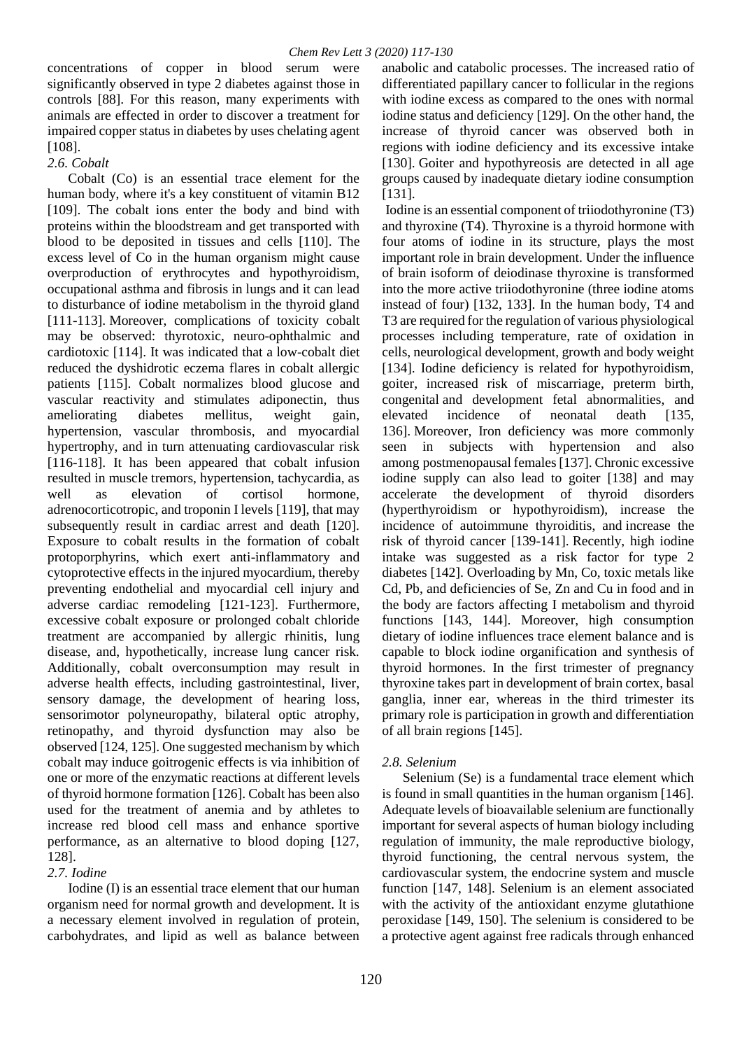concentrations of copper in blood serum were significantly observed in type 2 diabetes against those in controls [88]. For this reason, many experiments with animals are effected in order to discover a treatment for impaired copper status in diabetes by uses chelating agent [108].

### 2.6. Cobalt

Cobalt (Co) is an essential trace element for the human body, where it's a key constituent of vitamin B12 [109]. The cobalt ions enter the body and bind with proteins within the bloodstream and get transported with blood to be deposited in tissues and cells [110]. The excess level of Co in the human organism might cause overproduction of erythrocytes and hypothyroidism, occupational asthma and fibrosis in lungs and it can lead to disturbance of iodine metabolism in the thyroid gland [111-113]. Moreover, complications of toxicity cobalt may be observed: thyrotoxic, neuro-ophthalmic and cardiotoxic [114]. It was indicated that a low-cobalt diet reduced the dyshidrotic eczema flares in cobalt allergic patients [115]. Cobalt normalizes blood glucose and vascular reactivity and stimulates adiponectin, thus ameliorating diabetes mellitus, weight gain, hypertension, vascular thrombosis, and myocardial hypertrophy, and in turn attenuating cardiovascular risk [116-118]. It has been appeared that cobalt infusion resulted in muscle tremors, hypertension, tachycardia, as well as elevation of cortisol hormone, adrenocorticotropic, and troponin I levels [119], that may subsequently result in cardiac arrest and death [120]. Exposure to cobalt results in the formation of cobalt protoporphyrins, which exert anti-inflammatory and cytoprotective effects in the injured myocardium, thereby preventing endothelial and myocardial cell injury and adverse cardiac remodeling [121-123]. Furthermore, excessive cobalt exposure or prolonged cobalt chloride treatment are accompanied by allergic rhinitis, lung disease, and, hypothetically, increase lung cancer risk. Additionally, cobalt overconsumption may result in adverse health effects, including gastrointestinal, liver, sensory damage, the development of hearing loss, sensorimotor polyneuropathy, bilateral optic atrophy, retinopathy, and thyroid dysfunction may also be observed [124, 125]. One suggested mechanism by which cobalt may induce goitrogenic effects is via inhibition of one or more of the enzymatic reactions at different levels of thyroid hormone formation [126]. Cobalt has been also used for the treatment of anemia and by athletes to increase red blood cell mass and enhance sportive performance, as an alternative to blood doping [127, 128].

### 2.7. Iodine

Iodine (I) is an essential trace element that our human organism need for normal growth and development. It is a necessary element involved in regulation of protein, carbohydrates, and lipid as well as balance between anabolic and catabolic processes. The increased ratio of differentiated papillary cancer to follicular in the regions with iodine excess as compared to the ones with normal iodine status and deficiency [129]. On the other hand, the increase of thyroid cancer was observed both in regions with iodine deficiency and its excessive intake [130]. Goiter and hypothyreosis are detected in all age groups caused by inadequate dietary iodine consumption [131].

Iodine is an essential component of triiodothyronine (T3) and thyroxine (T4). Thyroxine is a thyroid hormone with four atoms of iodine in its structure, plays the most important role in brain development. Under the influence of brain isoform of deiodinase thyroxine is transformed into the more active triiodothyronine (three iodine atoms instead of four) [132, 133]. In the human body, T4 and T3 are required for the regulation of various physiological processes including temperature, rate of oxidation in cells, neurological development, growth and body weight [134]. Iodine deficiency is related for hypothyroidism, goiter, increased risk of miscarriage, preterm birth, congenital and development fetal abnormalities, and elevated incidence of neonatal death [135, 136]. Moreover, Iron deficiency was more commonly seen in subjects with hypertension and also among postmenopausal females [137]. Chronic excessive iodine supply can also lead to goiter [138] and may accelerate the development of thyroid disorders (hyperthyroidism or hypothyroidism), increase the incidence of autoimmune thyroiditis, and increase the risk of thyroid cancer [139-141]. Recently, high iodine intake was suggested as a risk factor for type 2 diabetes [142]. Overloading by Mn, Co, toxic metals like Cd, Pb, and deficiencies of Se, Zn and Cu in food and in the body are factors affecting I metabolism and thyroid functions [143, 144]. Moreover, high consumption dietary of iodine influences trace element balance and is capable to block iodine organification and synthesis of thyroid hormones. In the first trimester of pregnancy thyroxine takes part in development of brain cortex, basal ganglia, inner ear, whereas in the third trimester its primary role is participation in growth and differentiation of all brain regions [145].

### 2.8. Selenium

Selenium (Se) is a fundamental trace element which is found in small quantities in the human organism [146]. Adequate levels of bioavailable selenium are functionally important for several aspects of human biology including regulation of immunity, the male reproductive biology, thyroid functioning, the central nervous system, the cardiovascular system, the endocrine system and muscle function [147, 148]. Selenium is an element associated with the activity of the antioxidant enzyme glutathione peroxidase [149, 150]. The selenium is considered to be a protective agent against free radicals through enhanced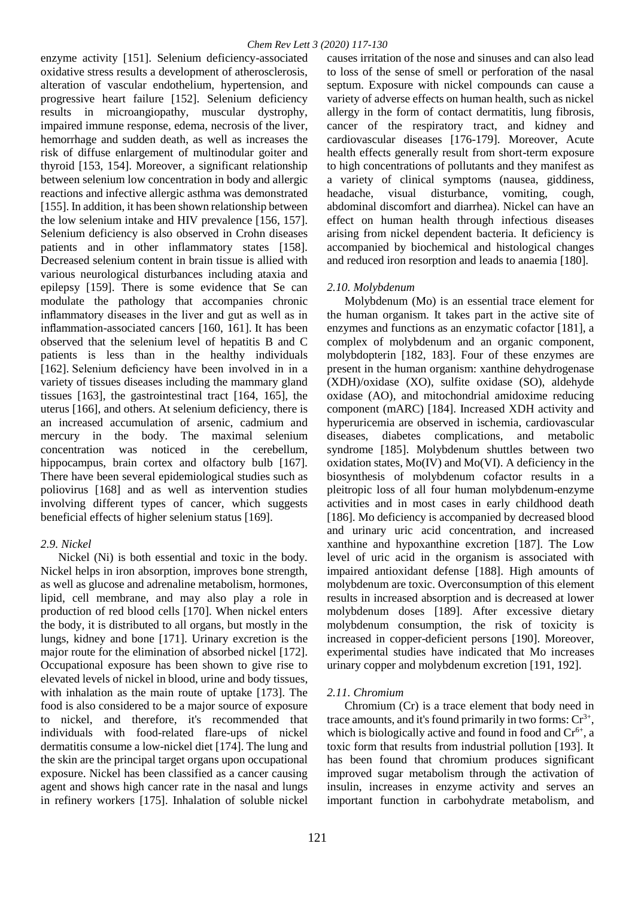enzyme activity [151]. Selenium deficiency-associated oxidative stress results a development of atherosclerosis, alteration of vascular endothelium, hypertension, and progressive heart failure [152]. Selenium deficiency results in microangiopathy, muscular dystrophy, impaired immune response, edema, necrosis of the liver, hemorrhage and sudden death, as well as increases the risk of diffuse enlargement of multinodular goiter and thyroid [153, 154]. Moreover, a significant relationship between selenium low concentration in body and allergic reactions and infective allergic asthma was demonstrated [155]. In addition, it has been shown relationship between the low selenium intake and HIV prevalence [156, 157]. Selenium deficiency is also observed in Crohn diseases patients and in other inflammatory states [158]. Decreased selenium content in brain tissue is allied with various neurological disturbances including ataxia and epilepsy [159]. There is some evidence that Se can modulate the pathology that accompanies chronic inflammatory diseases in the liver and gut as well as in inflammation-associated cancers [160, 161]. It has been observed that the selenium level of hepatitis B and C patients is less than in the healthy individuals [162]. Selenium deficiency have been involved in in a variety of tissues diseases including the mammary gland tissues [163], the gastrointestinal tract [164, 165], the uterus [166], and others. At selenium deficiency, there is an increased accumulation of arsenic, cadmium and mercury in the body. The maximal selenium concentration was noticed in the cerebellum, hippocampus, brain cortex and olfactory bulb [167]. There have been several epidemiological studies such as poliovirus [168] and as well as intervention studies involving different types of cancer, which suggests beneficial effects of higher selenium status [169].

### *2.9. Nickel*

Nickel (Ni) is both essential and toxic in the body. Nickel helps in iron absorption, improves bone strength, as well as glucose and adrenaline metabolism, hormones, lipid, cell membrane, and may also play a role in production of red blood cells [170]. When nickel enters the body, it is distributed to all organs, but mostly in the lungs, kidney and bone [171]. Urinary excretion is the major route for the elimination of absorbed nickel [172]. Occupational exposure has been shown to give rise to elevated levels of nickel in blood, urine and body tissues, with inhalation as the main route of uptake [173]. The food is also considered to be a major source of exposure to nickel, and therefore, it's recommended that individuals with food-related flare-ups of nickel dermatitis consume a low-nickel diet [174]. The lung and the skin are the principal target organs upon occupational exposure. Nickel has been classified as a cancer causing agent and shows high cancer rate in the nasal and lungs in refinery workers [175]. Inhalation of soluble nickel causes irritation of the nose and sinuses and can also lead to loss of the sense of smell or perforation of the nasal septum. Exposure with nickel compounds can cause a variety of adverse effects on human health, such as nickel allergy in the form of contact dermatitis, lung fibrosis, cancer of the respiratory tract, and kidney and cardiovascular diseases [176-179]. Moreover, Acute health effects generally result from short-term exposure to high concentrations of pollutants and they manifest as a variety of clinical symptoms (nausea, giddiness, headache, visual disturbance, vomiting, cough, abdominal discomfort and diarrhea). Nickel can have an effect on human health through infectious diseases arising from nickel dependent bacteria. It deficiency is accompanied by biochemical and histological changes and reduced iron resorption and leads to anaemia [180].

### *2.10. Molybdenum*

Molybdenum (Mo) is an essential trace element for the human organism. It takes part in the active site of enzymes and functions as an enzymatic cofactor [181], a complex of molybdenum and an organic component, molybdopterin [182, 183]. Four of these enzymes are present in the human organism: xanthine dehydrogenase (XDH)/oxidase (XO), sulfite oxidase (SO), aldehyde oxidase (AO), and mitochondrial amidoxime reducing component (mARC) [184]. Increased XDH activity and hyperuricemia are observed in ischemia, cardiovascular diseases, diabetes complications, and metabolic syndrome [185]. Molybdenum shuttles between two oxidation states, Mo(IV) and Mo(VI). A deficiency in the biosynthesis of molybdenum cofactor results in a pleitropic loss of all four human molybdenum-enzyme activities and in most cases in early childhood death [186]. Mo deficiency is accompanied by decreased blood and urinary uric acid concentration, and increased xanthine and hypoxanthine excretion [187]. The Low level of uric acid in the organism is associated with impaired antioxidant defense [188]. High amounts of molybdenum are toxic. Overconsumption of this element results in increased absorption and is decreased at lower molybdenum doses [189]. After excessive dietary molybdenum consumption, the risk of toxicity is increased in copper-deficient persons [190]. Moreover, experimental studies have indicated that Mo increases urinary copper and molybdenum excretion [191, 192].

### *2.11. Chromium*

Chromium (Cr) is a trace element that body need in trace amounts, and it's found primarily in two forms: $Cr^{3+}$, which is biologically active and found in food and $Cr^{6+}$, a toxic form that results from industrial pollution [193]. It has been found that chromium produces significant improved sugar metabolism through the activation of insulin, increases in enzyme activity and serves an important function in carbohydrate metabolism, and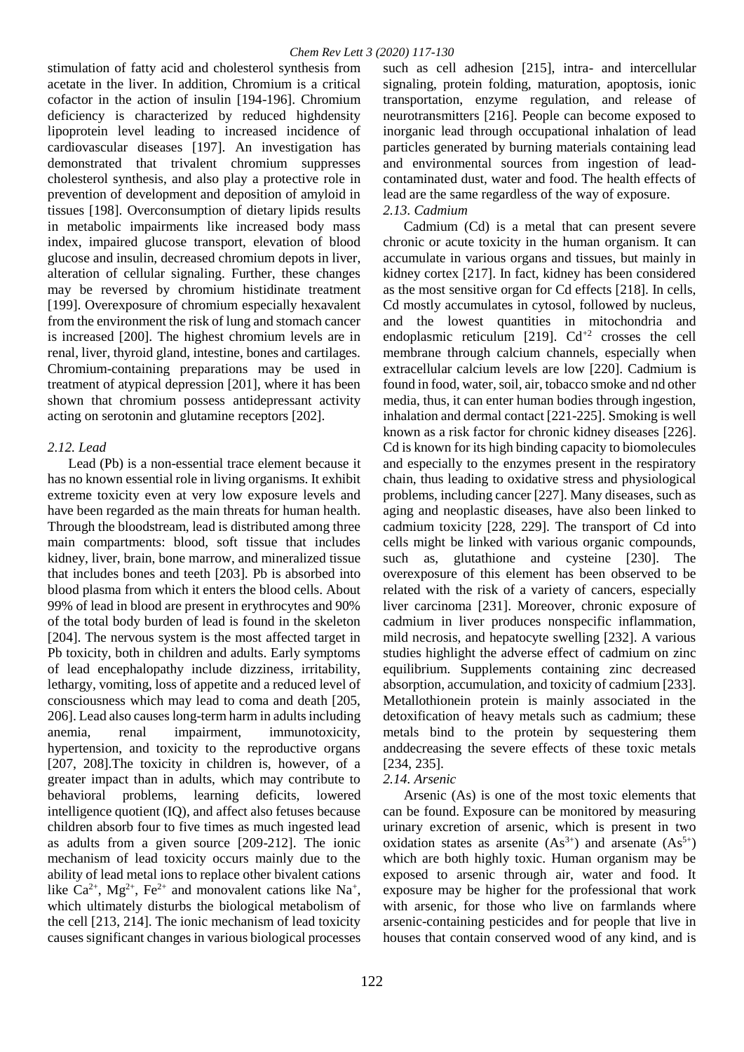stimulation of fatty acid and cholesterol synthesis from acetate in the liver. In addition, Chromium is a critical cofactor in the action of insulin [194-196]. Chromium deficiency is characterized by reduced highdensity lipoprotein level leading to increased incidence of cardiovascular diseases [197]. An investigation has demonstrated that trivalent chromium suppresses cholesterol synthesis, and also play a protective role in prevention of development and deposition of amyloid in tissues [198]. Overconsumption of dietary lipids results in metabolic impairments like increased body mass index, impaired glucose transport, elevation of blood glucose and insulin, decreased chromium depots in liver, alteration of cellular signaling. Further, these changes may be reversed by chromium histidinate treatment [199]. Overexposure of chromium especially hexavalent from the environment the risk of lung and stomach cancer is increased [200]. The highest chromium levels are in renal, liver, thyroid gland, intestine, bones and cartilages. Chromium-containing preparations may be used in treatment of atypical depression [201], where it has been shown that chromium possess antidepressant activity acting on serotonin and glutamine receptors [202].

### *2.12. Lead*

Lead (Pb) is a non-essential trace element because it has no known essential role in living organisms. It exhibit extreme toxicity even at very low exposure levels and have been regarded as the main threats for human health. Through the bloodstream, lead is distributed among three main compartments: blood, soft tissue that includes kidney, liver, brain, bone marrow, and mineralized tissue that includes bones and teeth [203]. Pb is absorbed into blood plasma from which it enters the blood cells. About 99% of lead in blood are present in erythrocytes and 90% of the total body burden of lead is found in the skeleton [204]. The nervous system is the most affected target in Pb toxicity, both in children and adults. Early symptoms of lead encephalopathy include dizziness, irritability, lethargy, vomiting, loss of appetite and a reduced level of consciousness which may lead to coma and death [205, 206]. Lead also causes long-term harm in adults including anemia, renal impairment, immunotoxicity, hypertension, and toxicity to the reproductive organs [207, 208].The toxicity in children is, however, of a greater impact than in adults, which may contribute to behavioral problems, learning deficits, lowered intelligence quotient (IQ), and affect also fetuses because children absorb four to five times as much ingested lead as adults from a given source [209-212]. The ionic mechanism of lead toxicity occurs mainly due to the ability of lead metal ions to replace other bivalent cations like $Ca^{2+}$, $Mg^{2+}$, $Fe^{2+}$ and monovalent cations like $Na^{+}$, which ultimately disturbs the biological metabolism of the cell [213, 214]. The ionic mechanism of lead toxicity causes significant changes in various biological processes such as cell adhesion [215], intra- and intercellular signaling, protein folding, maturation, apoptosis, ionic transportation, enzyme regulation, and release of neurotransmitters [216]. People can become exposed to inorganic lead through occupational inhalation of lead particles generated by burning materials containing lead and environmental sources from ingestion of lead-contaminated dust, water and food. The health effects of lead are the same regardless of the way of exposure.

### *2.13. Cadmium*

Cadmium (Cd) is a metal that can present severe chronic or acute toxicity in the human organism. It can accumulate in various organs and tissues, but mainly in kidney cortex [217]. In fact, kidney has been considered as the most sensitive organ for Cd effects [218]. In cells, Cd mostly accumulates in cytosol, followed by nucleus, and the lowest quantities in mitochondria and endoplasmic reticulum [219]. $Cd^{+2}$ crosses the cell membrane through calcium channels, especially when extracellular calcium levels are low [220]. Cadmium is found in food, water, soil, air, tobacco smoke and nd other media, thus, it can enter human bodies through ingestion, inhalation and dermal contact [221-225]. Smoking is well known as a risk factor for chronic kidney diseases [226]. Cd is known for its high binding capacity to biomolecules and especially to the enzymes present in the respiratory chain, thus leading to oxidative stress and physiological problems, including cancer [227]. Many diseases, such as aging and neoplastic diseases, have also been linked to cadmium toxicity [228, 229]. The transport of Cd into cells might be linked with various organic compounds, such as, glutathione and cysteine [230]. The overexposure of this element has been observed to be related with the risk of a variety of cancers, especially liver carcinoma [231]. Moreover, chronic exposure of cadmium in liver produces nonspecific inflammation, mild necrosis, and hepatocyte swelling [232]. A various studies highlight the adverse effect of cadmium on zinc equilibrium. Supplements containing zinc decreased absorption, accumulation, and toxicity of cadmium [233]. Metallothionein protein is mainly associated in the detoxification of heavy metals such as cadmium; these metals bind to the protein by sequestering them anddecreasing the severe effects of these toxic metals [234, 235].

### *2.14. Arsenic*

Arsenic (As) is one of the most toxic elements that can be found. Exposure can be monitored by measuring urinary excretion of arsenic, which is present in two oxidation states as arsenite ($As^{3+}$) and arsenate ($As^{5+}$) which are both highly toxic. Human organism may be exposed to arsenic through air, water and food. It exposure may be higher for the professional that work with arsenic, for those who live on farmlands where arsenic-containing pesticides and for people that live in houses that contain conserved wood of any kind, and is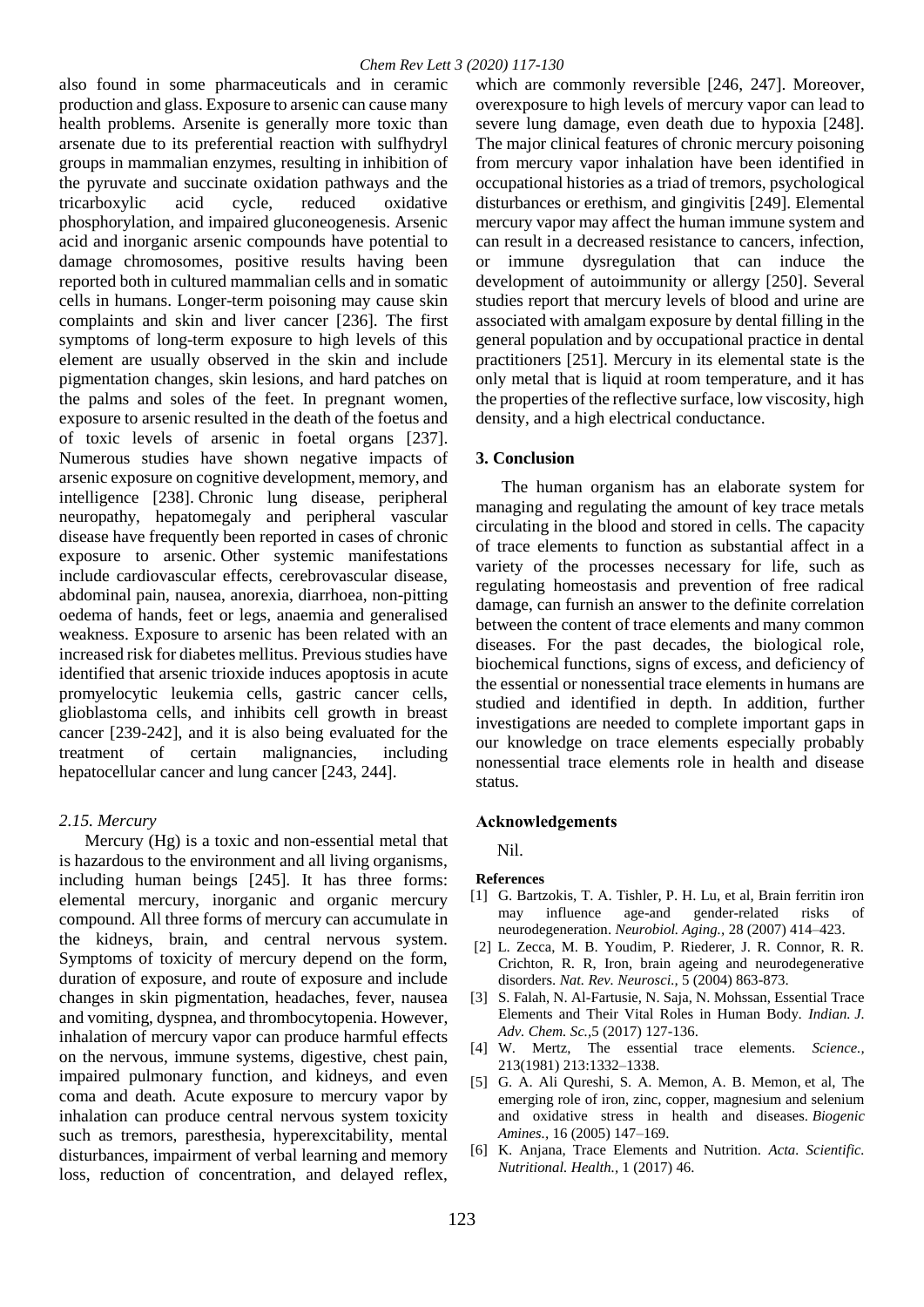also found in some pharmaceuticals and in ceramic production and glass. Exposure to arsenic can cause many health problems. Arsenite is generally more toxic than arsenate due to its preferential reaction with sulfhydryl groups in mammalian enzymes, resulting in inhibition of the pyruvate and succinate oxidation pathways and the tricarboxylic acid cycle, reduced oxidative phosphorylation, and impaired gluconeogenesis. Arsenic acid and inorganic arsenic compounds have potential to damage chromosomes, positive results having been reported both in cultured mammalian cells and in somatic cells in humans. Longer-term poisoning may cause skin complaints and skin and liver cancer [236]. The first symptoms of long-term exposure to high levels of this element are usually observed in the skin and include pigmentation changes, skin lesions, and hard patches on the palms and soles of the feet. In pregnant women, exposure to arsenic resulted in the death of the foetus and of toxic levels of arsenic in foetal organs [237]. Numerous studies have shown negative impacts of arsenic exposure on cognitive development, memory, and intelligence [238]. Chronic lung disease, peripheral neuropathy, hepatomegaly and peripheral vascular disease have frequently been reported in cases of chronic exposure to arsenic. Other systemic manifestations include cardiovascular effects, cerebrovascular disease, abdominal pain, nausea, anorexia, diarrhoea, non-pitting oedema of hands, feet or legs, anaemia and generalised weakness. Exposure to arsenic has been related with an increased risk for diabetes mellitus. Previous studies have identified that arsenic trioxide induces apoptosis in acute promyelocytic leukemia cells, gastric cancer cells, glioblastoma cells, and inhibits cell growth in breast cancer [239-242], and it is also being evaluated for the treatment of certain malignancies, including hepatocellular cancer and lung cancer [243, 244].

### *2.15. Mercury*

Mercury (Hg) is a toxic and non-essential metal that is hazardous to the environment and all living organisms, including human beings [245]. It has three forms: elemental mercury, inorganic and organic mercury compound. All three forms of mercury can accumulate in the kidneys, brain, and central nervous system. Symptoms of toxicity of mercury depend on the form, duration of exposure, and route of exposure and include changes in skin pigmentation, headaches, fever, nausea and vomiting, dyspnea, and thrombocytopenia. However, inhalation of mercury vapor can produce harmful effects on the nervous, immune systems, digestive, chest pain, impaired pulmonary function, and kidneys, and even coma and death. Acute exposure to mercury vapor by inhalation can produce central nervous system toxicity such as tremors, paresthesia, hyperexcitability, mental disturbances, impairment of verbal learning and memory loss, reduction of concentration, and delayed reflex, which are commonly reversible [246, 247]. Moreover, overexposure to high levels of mercury vapor can lead to severe lung damage, even death due to hypoxia [248]. The major clinical features of chronic mercury poisoning from mercury vapor inhalation have been identified in occupational histories as a triad of tremors, psychological disturbances or erethism, and gingivitis [249]. Elemental mercury vapor may affect the human immune system and can result in a decreased resistance to cancers, infection, or immune dysregulation that can induce the development of autoimmunity or allergy [250]. Several studies report that mercury levels of blood and urine are associated with amalgam exposure by dental filling in the general population and by occupational practice in dental practitioners [251]. Mercury in its elemental state is the only metal that is liquid at room temperature, and it has the properties of the reflective surface, low viscosity, high density, and a high electrical conductance.

## 3. Conclusion

The human organism has an elaborate system for managing and regulating the amount of key trace metals circulating in the blood and stored in cells. The capacity of trace elements to function as substantial affect in a variety of the processes necessary for life, such as regulating homeostasis and prevention of free radical damage, can furnish an answer to the definite correlation between the content of trace elements and many common diseases. For the past decades, the biological role, biochemical functions, signs of excess, and deficiency of the essential or nonessential trace elements in humans are studied and identified in depth. In addition, further investigations are needed to complete important gaps in our knowledge on trace elements especially probably nonessential trace elements role in health and disease status.

## Acknowledgements

Nil.

## References

[1] G. Bartzokis, T. A. Tishler, P. H. Lu, et al, Brain ferritin iron may influence age-and gender-related risks of neurodegeneration. *Neurobiol. Aging.,* 28 (2007) 414–423.

[2] L. Zecca, M. B. Youdim, P. Riederer, J. R. Connor, R. R. Crichton, R. R, Iron, brain ageing and neurodegenerative disorders. *Nat. Rev. Neurosci.,* 5 (2004) 863-873.

[3] S. Falah, N. Al-Fartusie, N. Saja, N. Mohssan, Essential Trace Elements and Their Vital Roles in Human Body. *Indian. J. Adv. Chem. Sc.,*5 (2017) 127-136.

[4] W. Mertz, The essential trace elements. *Science.,* 213(1981) 213:1332–1338.

[5] G. A. Ali Qureshi, S. A. Memon, A. B. Memon, et al, The emerging role of iron, zinc, copper, magnesium and selenium and oxidative stress in health and diseases. *Biogenic Amines.,* 16 (2005) 147–169.

[6] K. Anjana, Trace Elements and Nutrition. *Acta. Scientific. Nutritional. Health.,* 1 (2017) 46.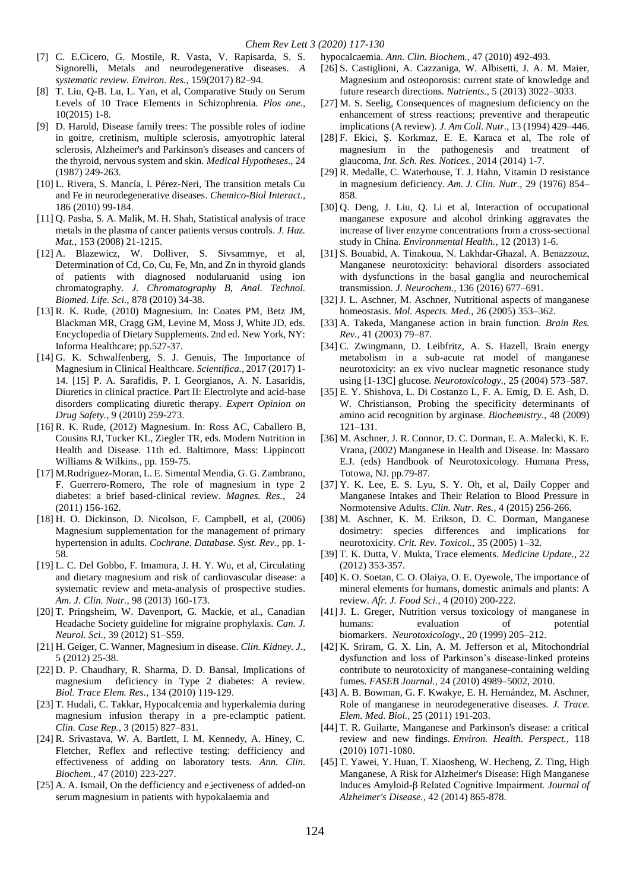[7] C. E.Cicero, G. Mostile, R. Vasta, V. Rapisarda, S. S. Signorelli, Metals and neurodegenerative diseases. *A systematic review. Environ. Res.*, 159(2017) 82–94.

[8] T. Liu, Q-B. Lu, L. Yan, et al, Comparative Study on Serum Levels of 10 Trace Elements in Schizophrenia. *Plos one.*, 10(2015) 1-8.

[9] D. Harold, Disease family trees: The possible roles of iodine in goitre, cretinism, multiple sclerosis, amyotrophic lateral sclerosis, Alzheimer's and Parkinson's diseases and cancers of the thyroid, nervous system and skin. *Medical Hypotheses.*, 24 (1987) 249-263.

[10] L. Rivera, S. Mancía, I. Pérez-Neri, The transition metals Cu and Fe in neurodegenerative diseases. *Chemico-Biol Interact.*, 186 (2010) 99-184.

[11] Q. Pasha, S. A. Malik, M. H. Shah, Statistical analysis of trace metals in the plasma of cancer patients versus controls. *J. Haz. Mat.*, 153 (2008) 21-1215.

[12] A. Blazewicz, W. Dolliver, S. Sivsammye, et al, Determination of Cd, Co, Cu, Fe, Mn, and Zn in thyroid glands of patients with diagnosed nodularuanid using ion chromatography. *J. Chromatography B, Anal. Technol. Biomed. Life. Sci.*, 878 (2010) 34-38.

[13] R. K. Rude, (2010) Magnesium. In: Coates PM, Betz JM, Blackman MR, Cragg GM, Levine M, Moss J, White JD, eds. Encyclopedia of Dietary Supplements. 2nd ed. New York, NY: Informa Healthcare; pp.527-37.

[14] G. K. Schwalfenberg, S. J. Genuis, The Importance of Magnesium in Clinical Healthcare. *Scientifica.*, 2017 (2017) 1-14. [15] P. A. Sarafidis, P. I. Georgianos, A. N. Lasaridis, Diuretics in clinical practice. Part II: Electrolyte and acid-base disorders complicating diuretic therapy. *Expert Opinion on Drug Safety.*, 9 (2010) 259-273.

[16] R. K. Rude, (2012) Magnesium. In: Ross AC, Caballero B, Cousins RJ, Tucker KL, Ziegler TR, eds. Modern Nutrition in Health and Disease. 11th ed. Baltimore, Mass: Lippincott Williams & Wilkins., pp. 159-75.

[17] M.Rodriguez-Moran, L. E. Simental Mendia, G. G. Zambrano, F. Guerrero-Romero, The role of magnesium in type 2 diabetes: a brief based-clinical review. *Magnes. Res.*, 24 (2011) 156-162.

[18] H. O. Dickinson, D. Nicolson, F. Campbell, et al, (2006) Magnesium supplementation for the management of primary hypertension in adults. *Cochrane. Database. Syst. Rev.*, pp. 1-58.

[19] L. C. Del Gobbo, F. Imamura, J. H. Y. Wu, et al, Circulating and dietary magnesium and risk of cardiovascular disease: a systematic review and meta-analysis of prospective studies. *Am. J. Clin. Nutr.*, 98 (2013) 160-173.

[20] T. Pringsheim, W. Davenport, G. Mackie, et al., Canadian Headache Society guideline for migraine prophylaxis. *Can. J. Neurol. Sci.*, 39 (2012) S1–S59.

[21] H. Geiger, C. Wanner, Magnesium in disease. *Clin. Kidney. J.*, 5 (2012) 25-38.

[22] D. P. Chaudhary, R. Sharma, D. D. Bansal, Implications of magnesium deficiency in Type 2 diabetes: A review. *Biol. Trace Elem. Res.*, 134 (2010) 119-129.

[23] T. Hudali, C. Takkar, Hypocalcemia and hyperkalemia during magnesium infusion therapy in a pre-eclamptic patient. *Clin. Case Rep.*, 3 (2015) 827–831.

[24] R. Srivastava, W. A. Bartlett, I. M. Kennedy, A. Hiney, C. Fletcher, Reflex and reflective testing: defficiency and effectiveness of adding on laboratory tests. *Ann. Clin. Biochem.*, 47 (2010) 223-227.

[25] A. A. Ismail, On the defficiency and eȷectiveness of added-on serum magnesium in patients with hypokalaemia and hypocalcaemia. *Ann. Clin. Biochem.*, 47 (2010) 492-493.

[26] S. Castiglioni, A. Cazzaniga, W. Albisetti, J. A. M. Maier, Magnesium and osteoporosis: current state of knowledge and future research directions. *Nutrients.*, 5 (2013) 3022–3033.

[27] M. S. Seelig, Consequences of magnesium deficiency on the enhancement of stress reactions; preventive and therapeutic implications (A review). *J. Am Coll. Nutr.*, 13 (1994) 429–446.

[28] F. Ekici, Ş. Korkmaz, E. E. Karaca et al, The role of magnesium in the pathogenesis and treatment of glaucoma, *Int. Sch. Res. Notices.*, 2014 (2014) 1-7.

[29] R. Medalle, C. Waterhouse, T. J. Hahn, Vitamin D resistance in magnesium deficiency. *Am. J. Clin. Nutr.*, 29 (1976) 854–858.

[30] Q. Deng, J. Liu, Q. Li et al, Interaction of occupational manganese exposure and alcohol drinking aggravates the increase of liver enzyme concentrations from a cross-sectional study in China. *Environmental Health.*, 12 (2013) 1-6.

[31] S. Bouabid, A. Tinakoua, N. Lakhdar-Ghazal, A. Benazzouz, Manganese neurotoxicity: behavioral disorders associated with dysfunctions in the basal ganglia and neurochemical transmission. *J. Neurochem.*, 136 (2016) 677–691.

[32] J. L. Aschner, M. Aschner, Nutritional aspects of manganese homeostasis. *Mol. Aspects. Med.*, 26 (2005) 353–362.

[33] A. Takeda, Manganese action in brain function. *Brain Res. Rev.*, 41 (2003) 79–87.

[34] C. Zwingmann, D. Leibfritz, A. S. Hazell, Brain energy metabolism in a sub-acute rat model of manganese neurotoxicity: an ex vivo nuclear magnetic resonance study using [1-13C] glucose. *Neurotoxicology.*, 25 (2004) 573–587.

[35] E. Y. Shishova, L. Di Costanzo L, F. A. Emig, D. E. Ash, D. W. Christianson, Probing the specificity determinants of amino acid recognition by arginase. *Biochemistry.*, 48 (2009) 121–131.

[36] M. Aschner, J. R. Connor, D. C. Dorman, E. A. Malecki, K. E. Vrana, (2002) Manganese in Health and Disease. In: Massaro E.J. (eds) Handbook of Neurotoxicology. Humana Press, Totowa, NJ. pp.79-87.

[37] Y. K. Lee, E. S. Lyu, S. Y. Oh, et al, Daily Copper and Manganese Intakes and Their Relation to Blood Pressure in Normotensive Adults. *Clin. Nutr. Res.*, 4 (2015) 256-266.

[38] M. Aschner, K. M. Erikson, D. C. Dorman, Manganese dosimetry: species differences and implications for neurotoxicity. *Crit. Rev. Toxicol.*, 35 (2005) 1–32.

[39] T. K. Dutta, V. Mukta, Trace elements. *Medicine Update.*, 22 (2012) 353-357.

[40] K. O. Soetan, C. O. Olaiya, O. E. Oyewole, The importance of mineral elements for humans, domestic animals and plants: A review. *Afr. J. Food Sci.*, 4 (2010) 200-222.

[41] J. L. Greger, Nutrition versus toxicology of manganese in humans: evaluation of potential biomarkers. *Neurotoxicology.*, 20 (1999) 205–212.

[42] K. Sriram, G. X. Lin, A. M. Jefferson et al, Mitochondrial dysfunction and loss of Parkinson's disease-linked proteins contribute to neurotoxicity of manganese-containing welding fumes. *FASEB Journal.*, 24 (2010) 4989–5002, 2010.

[43] A. B. Bowman, G. F. Kwakye, E. H. Hernández, M. Aschner, Role of manganese in neurodegenerative diseases. *J. Trace. Elem. Med. Biol.*, 25 (2011) 191-203.

[44] T. R. Guilarte, Manganese and Parkinson's disease: a critical review and new findings. *Environ. Health. Perspect.*, 118 (2010) 1071-1080.

[45] T. Yawei, Y. Huan, T. Xiaosheng, W. Hecheng, Z. Ting, High Manganese, A Risk for Alzheimer's Disease: High Manganese Induces Amyloid-β Related Cognitive Impairment. *Journal of Alzheimer's Disease.*, 42 (2014) 865-878.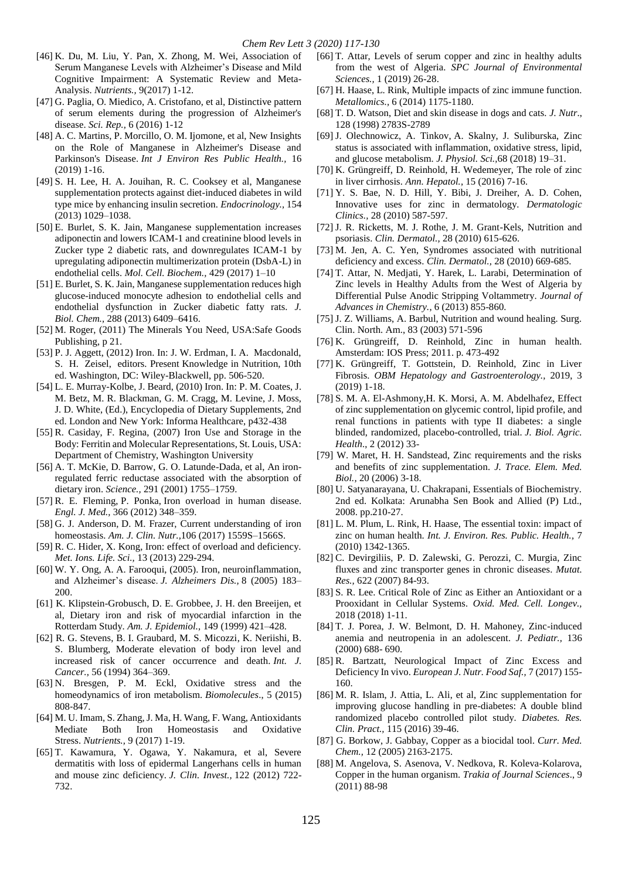[46] K. Du, M. Liu, Y. Pan, X. Zhong, M. Wei, Association of Serum Manganese Levels with Alzheimer's Disease and Mild Cognitive Impairment: A Systematic Review and Meta-Analysis. *Nutrients.,* 9(2017) 1-12.

[47] G. Paglia, O. Miedico, A. Cristofano, et al, Distinctive pattern of serum elements during the progression of Alzheimer's disease. *Sci. Rep.,* 6 (2016) 1-12

[48] A. C. Martins, P. Morcillo, O. M. Ijomone, et al, New Insights on the Role of Manganese in Alzheimer's Disease and Parkinson's Disease. *Int J Environ Res Public Health.,* 16 (2019) 1-16.

[49] S. H. Lee, H. A. Jouihan, R. C. Cooksey et al, Manganese supplementation protects against diet-induced diabetes in wild type mice by enhancing insulin secretion. *Endocrinology.,* 154 (2013) 1029–1038.

[50] E. Burlet, S. K. Jain, Manganese supplementation increases adiponectin and lowers ICAM-1 and creatinine blood levels in Zucker type 2 diabetic rats, and downregulates ICAM-1 by upregulating adiponectin multimerization protein (DsbA-L) in endothelial cells. *Mol. Cell. Biochem.,* 429 (2017) 1–10

[51] E. Burlet, S. K. Jain, Manganese supplementation reduces high glucose-induced monocyte adhesion to endothelial cells and endothelial dysfunction in Zucker diabetic fatty rats. *J. Biol. Chem.,* 288 (2013) 6409–6416.

[52] M. Roger, (2011) The Minerals You Need, USA:Safe Goods Publishing, p 21.

[53] P. J. Aggett, (2012) Iron. In: J. W. Erdman, I. A. Macdonald, S. H. Zeisel, editors. Present Knowledge in Nutrition, 10th ed. Washington, DC: Wiley-Blackwell, pp. 506-520.

[54] L. E. Murray-Kolbe, J. Beard, (2010) Iron. In: P. M. Coates, J. M. Betz, M. R. Blackman, G. M. Cragg, M. Levine, J. Moss, J. D. White, (Ed.), Encyclopedia of Dietary Supplements, 2nd ed. London and New York: Informa Healthcare, p432-438

[55] R. Casiday, F. Regina, (2007) Iron Use and Storage in the Body: Ferritin and Molecular Representations, St. Louis, USA: Department of Chemistry, Washington University

[56] A. T. McKie, D. Barrow, G. O. Latunde-Dada, et al, An iron-regulated ferric reductase associated with the absorption of dietary iron. *Science.,* 291 (2001) 1755–1759.

[57] R. E. Fleming, P. Ponka, Iron overload in human disease. *Engl. J. Med.,* 366 (2012) 348–359.

[58] G. J. Anderson, D. M. Frazer, Current understanding of iron homeostasis. *Am. J. Clin. Nutr.,*106 (2017) 1559S–1566S.

[59] R. C. Hider, X. Kong, Iron: effect of overload and deficiency. *Met. Ions. Life. Sci.,* 13 (2013) 229-294.

[60] W. Y. Ong, A. A. Farooqui, (2005). Iron, neuroinflammation, and Alzheimer's disease. *J. Alzheimers Dis.,* 8 (2005) 183–200.

[61] K. Klipstein-Grobusch, D. E. Grobbee, J. H. den Breeijen, et al, Dietary iron and risk of myocardial infarction in the Rotterdam Study. *Am. J. Epidemiol.,* 149 (1999) 421–428.

[62] R. G. Stevens, B. I. Graubard, M. S. Micozzi, K. Neriishi, B. S. Blumberg, Moderate elevation of body iron level and increased risk of cancer occurrence and death. *Int. J. Cancer.,* 56 (1994) 364–369.

[63] N. Bresgen, P. M. Eckl, Oxidative stress and the homeodynamics of iron metabolism. *Biomolecules*., 5 (2015) 808-847.

[64] M. U. Imam, S. Zhang, J. Ma, H. Wang, F. Wang, Antioxidants Mediate Both Iron Homeostasis and Oxidative Stress. *Nutrients.,* 9 (2017) 1-19.

[65] T. Kawamura, Y. Ogawa, Y. Nakamura, et al, Severe dermatitis with loss of epidermal Langerhans cells in human and mouse zinc deficiency. *J. Clin. Invest.,* 122 (2012) 722-732.

[66] T. Attar, Levels of serum copper and zinc in healthy adults from the west of Algeria. *SPC Journal of Environmental Sciences.,* 1 (2019) 26-28.

[67] H. Haase, L. Rink, Multiple impacts of zinc immune function. *Metallomics.,* 6 (2014) 1175-1180.

[68] T. D. Watson, Diet and skin disease in dogs and cats. *J. Nutr.,* 128 (1998) 2783S-2789

[69] J. Olechnowicz, A. Tinkov, A. Skalny, J. Suliburska, Zinc status is associated with inflammation, oxidative stress, lipid, and glucose metabolism. *J. Physiol. Sci.,*68 (2018) 19–31.

[70] K. Grüngreiff, D. Reinhold, H. Wedemeyer, The role of zinc in liver cirrhosis. *Ann. Hepatol.,* 15 (2016) 7-16.

[71] Y. S. Bae, N. D. Hill, Y. Bibi, J. Dreiher, A. D. Cohen, Innovative uses for zinc in dermatology. *Dermatologic Clinics.,* 28 (2010) 587-597.

[72] J. R. Ricketts, M. J. Rothe, J. M. Grant-Kels, Nutrition and psoriasis. *Clin. Dermatol.,* 28 (2010) 615-626.

[73] M. Jen, A. C. Yen, Syndromes associated with nutritional deficiency and excess. *Clin. Dermatol.,* 28 (2010) 669-685.

[74] T. Attar, N. Medjati, Y. Harek, L. Larabi, Determination of Zinc levels in Healthy Adults from the West of Algeria by Differential Pulse Anodic Stripping Voltammetry. *Journal of Advances in Chemistry.,* 6 (2013) 855-860.

[75] J. Z. Williams, A. Barbul, Nutrition and wound healing. Surg. Clin. North. Am., 83 (2003) 571-596

[76] K. Grüngreiff, D. Reinhold, Zinc in human health. Amsterdam: IOS Press; 2011. p. 473-492

[77] K. Grüngreiff, T. Gottstein, D. Reinhold, Zinc in Liver Fibrosis. *OBM Hepatology and Gastroenterology.,* 2019, 3 (2019) 1-18.

[78] S. M. A. El-Ashmony,H. K. Morsi, A. M. Abdelhafez, Effect of zinc supplementation on glycemic control, lipid profile, and renal functions in patients with type II diabetes: a single blinded, randomized, placebo-controlled, trial. *J. Biol. Agric. Health*., 2 (2012) 33-

[79] W. Maret, H. H. Sandstead, Zinc requirements and the risks and benefits of zinc supplementation. *J. Trace. Elem. Med. Biol.,* 20 (2006) 3-18.

[80] U. Satyanarayana, U. Chakrapani, Essentials of Biochemistry. 2nd ed. Kolkata: Arunabha Sen Book and Allied (P) Ltd., 2008. pp.210-27.

[81] L. M. Plum, L. Rink, H. Haase, The essential toxin: impact of zinc on human health. *Int. J. Environ. Res. Public. Health.,* 7 (2010) 1342-1365.

[82] C. Devirgiliis, P. D. Zalewski, G. Perozzi, C. Murgia, Zinc fluxes and zinc transporter genes in chronic diseases. *Mutat. Res.,* 622 (2007) 84-93.

[83] S. R. Lee. Critical Role of Zinc as Either an Antioxidant or a Prooxidant in Cellular Systems. *Oxid. Med. Cell. Longev.,* 2018 (2018) 1-11.

[84] T. J. Porea, J. W. Belmont, D. H. Mahoney, Zinc-induced anemia and neutropenia in an adolescent. *J. Pediatr.,* 136 (2000) 688- 690.

[85] R. Bartzatt, Neurological Impact of Zinc Excess and Deficiency In vivo. *European J. Nutr. Food Saf.,* 7 (2017) 155-160.

[86] M. R. Islam, J. Attia, L. Ali, et al, Zinc supplementation for improving glucose handling in pre-diabetes: A double blind randomized placebo controlled pilot study. *Diabetes. Res. Clin. Pract.,* 115 (2016) 39-46.

[87] G. Borkow, J. Gabbay, Copper as a biocidal tool. *Curr. Med. Chem.,* 12 (2005) 2163-2175.

[88] M. Angelova, S. Asenova, V. Nedkova, R. Koleva-Kolarova, Copper in the human organism. *Trakia of Journal Sciences*., 9 (2011) 88-98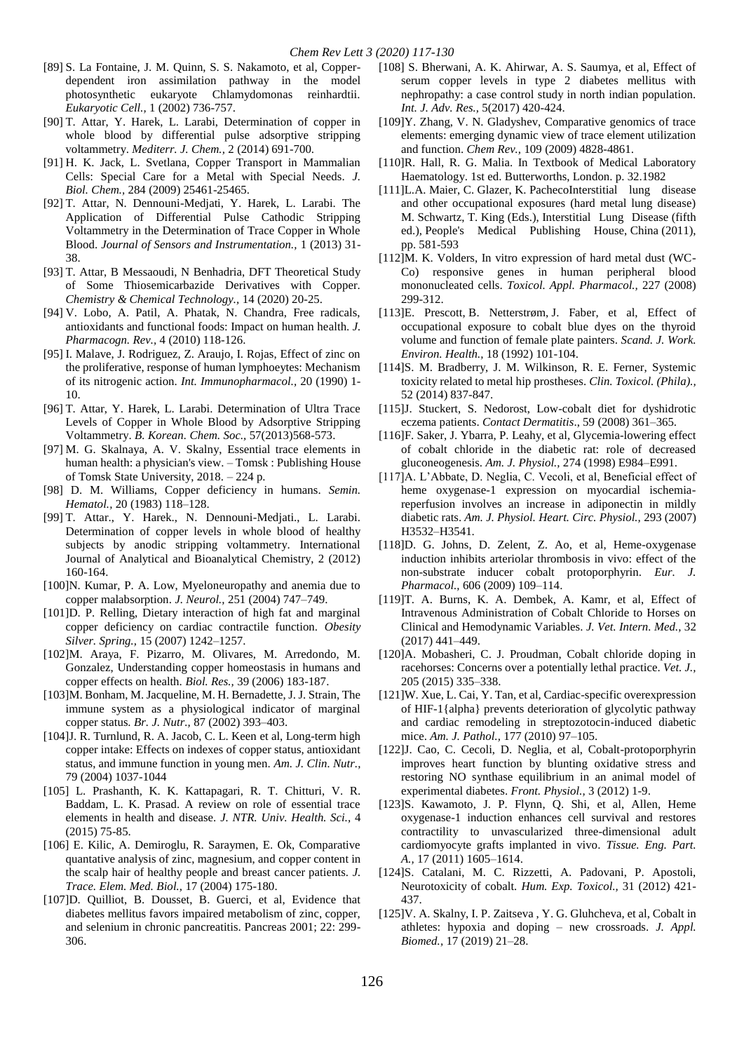[89] S. La Fontaine, J. M. Quinn, S. S. Nakamoto, et al, Copper-dependent iron assimilation pathway in the model photosynthetic eukaryote Chlamydomonas reinhardtii. *Eukaryotic Cell.,* 1 (2002) 736-757.

[90] T. Attar, Y. Harek, L. Larabi, Determination of copper in whole blood by differential pulse adsorptive stripping voltammetry. *Mediterr. J. Chem.,* 2 (2014) 691-700.

[91] H. K. Jack, L. Svetlana, Copper Transport in Mammalian Cells: Special Care for a Metal with Special Needs. *J. Biol. Chem.,* 284 (2009) 25461-25465.

[92] T. Attar, N. Dennouni-Medjati, Y. Harek, L. Larabi. The Application of Differential Pulse Cathodic Stripping Voltammetry in the Determination of Trace Copper in Whole Blood. *Journal of Sensors and Instrumentation.,* 1 (2013) 31-38.

[93] T. Attar, B Messaoudi, N Benhadria, DFT Theoretical Study of Some Thiosemicarbazide Derivatives with Copper. *Chemistry & Chemical Technology.,* 14 (2020) 20-25.

[94] V. Lobo, A. Patil, A. Phatak, N. Chandra, Free radicals, antioxidants and functional foods: Impact on human health. *J. Pharmacogn. Rev.,* 4 (2010) 118-126.

[95] I. Malave, J. Rodriguez, Z. Araujo, I. Rojas, Effect of zinc on the proliferative, response of human lymphoeytes: Mechanism of its nitrogenic action. *Int. Immunopharmacol.,* 20 (1990) 1-10.

[96] T. Attar, Y. Harek, L. Larabi. Determination of Ultra Trace Levels of Copper in Whole Blood by Adsorptive Stripping Voltammetry. *B. Korean. Chem. Soc.,* 57(2013)568-573.

[97] M. G. Skalnaya, A. V. Skalny, Essential trace elements in human health: a physician's view. – Tomsk : Publishing House of Tomsk State University, 2018. – 224 p.

[98] D. M. Williams, Copper deficiency in humans. *Semin. Hematol.,* 20 (1983) 118–128.

[99] T. Attar., Y. Harek., N. Dennouni-Medjati., L. Larabi. Determination of copper levels in whole blood of healthy subjects by anodic stripping voltammetry. International Journal of Analytical and Bioanalytical Chemistry, 2 (2012) 160-164.

[100]N. Kumar, P. A. Low, Myeloneuropathy and anemia due to copper malabsorption. *J. Neurol.,* 251 (2004) 747–749.

[101]D. P. Relling, Dietary interaction of high fat and marginal copper deficiency on cardiac contractile function. *Obesity Silver. Spring.,* 15 (2007) 1242–1257.

[102]M. Araya, F. Pizarro, M. Olivares, M. Arredondo, M. Gonzalez, Understanding copper homeostasis in humans and copper effects on health. *Biol. Res.,* 39 (2006) 183-187.

[103]M. Bonham, M. Jacqueline, M. H. Bernadette, J. J. Strain, The immune system as a physiological indicator of marginal copper status. *Br. J. Nutr.,* 87 (2002) 393–403.

[104]J. R. Turnlund, R. A. Jacob, C. L. Keen et al, Long-term high copper intake: Effects on indexes of copper status, antioxidant status, and immune function in young men. *Am. J. Clin. Nutr.,* 79 (2004) 1037-1044

[105] L. Prashanth, K. K. Kattapagari, R. T. Chitturi, V. R. Baddam, L. K. Prasad. A review on role of essential trace elements in health and disease. *J. NTR. Univ. Health. Sci.,* 4 (2015) 75-85.

[106] E. Kilic, A. Demiroglu, R. Saraymen, E. Ok, Comparative quantative analysis of zinc, magnesium, and copper content in the scalp hair of healthy people and breast cancer patients. *J. Trace. Elem. Med. Biol.,* 17 (2004) 175-180.

[107]D. Quilliot, B. Dousset, B. Guerci, et al, Evidence that diabetes mellitus favors impaired metabolism of zinc, copper, and selenium in chronic pancreatitis. Pancreas 2001; 22: 299-306.

[108] S. Bherwani, A. K. Ahirwar, A. S. Saumya, et al, Effect of serum copper levels in type 2 diabetes mellitus with nephropathy: a case control study in north indian population. *Int. J. Adv. Res.,* 5(2017) 420-424.

[109]Y. Zhang, V. N. Gladyshev, Comparative genomics of trace elements: emerging dynamic view of trace element utilization and function. *Chem Rev.,* 109 (2009) 4828-4861.

[110]R. Hall, R. G. Malia. In Textbook of Medical Laboratory Haematology. 1st ed. Butterworths, London. p. 32.1982

[111]L.A. Maier, C. Glazer, K. PachecoInterstitial lung disease and other occupational exposures (hard metal lung disease) M. Schwartz, T. King (Eds.), Interstitial Lung Disease (fifth ed.), People's Medical Publishing House, China (2011), pp. 581-593

[112]M. K. Volders, In vitro expression of hard metal dust (WC-Co) responsive genes in human peripheral blood mononucleated cells. *Toxicol. Appl. Pharmacol.,* 227 (2008) 299-312.

[113]E. Prescott, B. Netterstrøm, J. Faber, et al, Effect of occupational exposure to cobalt blue dyes on the thyroid volume and function of female plate painters. *Scand. J. Work. Environ. Health.,* 18 (1992) 101-104.

[114]S. M. Bradberry, J. M. Wilkinson, R. E. Ferner, Systemic toxicity related to metal hip prostheses. *Clin. Toxicol. (Phila).,* 52 (2014) 837-847.

[115]J. Stuckert, S. Nedorost, Low-cobalt diet for dyshidrotic eczema patients. *Contact Dermatitis*., 59 (2008) 361–365.

[116]F. Saker, J. Ybarra, P. Leahy, et al, Glycemia-lowering effect of cobalt chloride in the diabetic rat: role of decreased gluconeogenesis. *Am. J. Physiol.,* 274 (1998) E984–E991.

[117]A. L'Abbate, D. Neglia, C. Vecoli, et al, Beneficial effect of heme oxygenase-1 expression on myocardial ischemia-reperfusion involves an increase in adiponectin in mildly diabetic rats. *Am. J. Physiol. Heart. Circ. Physiol.,* 293 (2007) H3532–H3541.

[118]D. G. Johns, D. Zelent, Z. Ao, et al, Heme-oxygenase induction inhibits arteriolar thrombosis in vivo: effect of the non-substrate inducer cobalt protoporphyrin. *Eur. J. Pharmacol.,* 606 (2009) 109–114.

[119]T. A. Burns, K. A. Dembek, A. Kamr, et al, Effect of Intravenous Administration of Cobalt Chloride to Horses on Clinical and Hemodynamic Variables. *J. Vet. Intern. Med.,* 32 (2017) 441–449.

[120]A. Mobasheri, C. J. Proudman, Cobalt chloride doping in racehorses: Concerns over a potentially lethal practice. *Vet. J.,* 205 (2015) 335–338.

[121]W. Xue, L. Cai, Y. Tan, et al, Cardiac-specific overexpression of HIF-1{alpha} prevents deterioration of glycolytic pathway and cardiac remodeling in streptozotocin-induced diabetic mice. *Am. J. Pathol.,* 177 (2010) 97–105.

[122]J. Cao, C. Cecoli, D. Neglia, et al, Cobalt-protoporphyrin improves heart function by blunting oxidative stress and restoring NO synthase equilibrium in an animal model of experimental diabetes. *Front. Physiol.,* 3 (2012) 1-9.

[123]S. Kawamoto, J. P. Flynn, Q. Shi, et al, Allen, Heme oxygenase-1 induction enhances cell survival and restores contractility to unvascularized three-dimensional adult cardiomyocyte grafts implanted in vivo. *Tissue. Eng. Part. A.,* 17 (2011) 1605–1614.

[124]S. Catalani, M. C. Rizzetti, A. Padovani, P. Apostoli, Neurotoxicity of cobalt. *Hum. Exp. Toxicol.,* 31 (2012) 421-437.

[125]V. A. Skalny, I. P. Zaitseva , Y. G. Gluhcheva, et al, Cobalt in athletes: hypoxia and doping – new crossroads. *J. Appl. Biomed.,* 17 (2019) 21–28.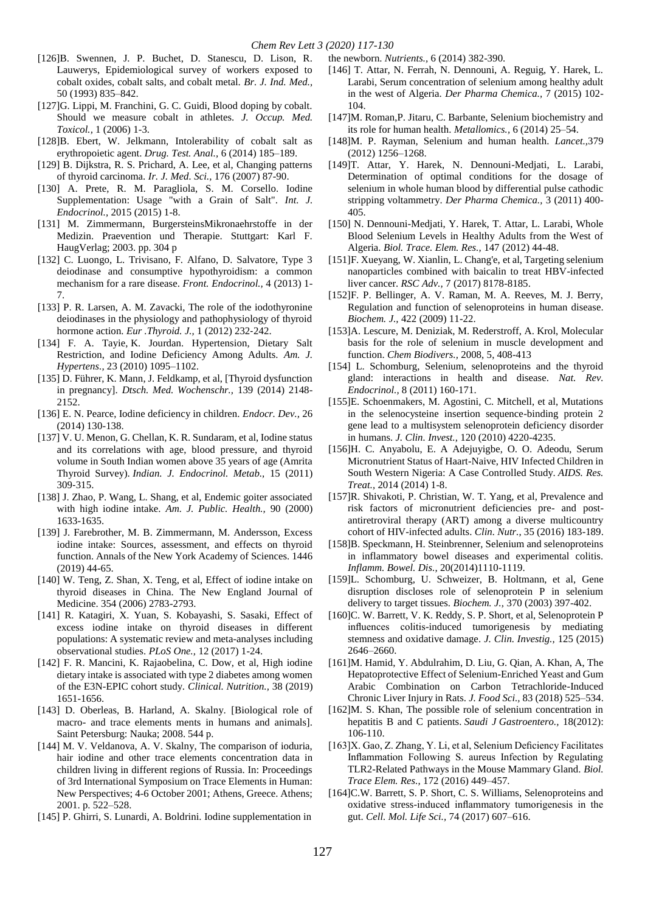[126]B. Swennen, J. P. Buchet, D. Stanescu, D. Lison, R. Lauwerys, Epidemiological survey of workers exposed to cobalt oxides, cobalt salts, and cobalt metal. *Br. J. Ind. Med.*, 50 (1993) 835–842.

[127]G. Lippi, M. Franchini, G. C. Guidi, Blood doping by cobalt. Should we measure cobalt in athletes. *J. Occup. Med. Toxicol.*, 1 (2006) 1-3.

[128]B. Ebert, W. Jelkmann, Intolerability of cobalt salt as erythropoietic agent. *Drug. Test. Anal.*, 6 (2014) 185–189.

[129] B. Dijkstra, R. S. Prichard, A. Lee, et al, Changing patterns of thyroid carcinoma. *Ir. J. Med. Sci.*, 176 (2007) 87-90.

[130] A. Prete, R. M. Paragliola, S. M. Corsello. Iodine Supplementation: Usage "with a Grain of Salt". *Int. J. Endocrinol.*, 2015 (2015) 1-8.

[131] M. Zimmermann, BurgersteinsMikronaehrstoffe in der Medizin. Praevention und Therapie. Stuttgart: Karl F. HaugVerlag; 2003. pp. 304 p

[132] C. Luongo, L. Trivisano, F. Alfano, D. Salvatore, Type 3 deiodinase and consumptive hypothyroidism: a common mechanism for a rare disease. *Front. Endocrinol.*, 4 (2013) 1-7.

[133] P. R. Larsen, A. M. Zavacki, The role of the iodothyronine deiodinases in the physiology and pathophysiology of thyroid hormone action. *Eur .Thyroid. J.*, 1 (2012) 232-242.

[134] F. A. Tayie, K. Jourdan. Hypertension, Dietary Salt Restriction, and Iodine Deficiency Among Adults. *Am. J. Hypertens.*, 23 (2010) 1095–1102.

[135] D. Führer, K. Mann, J. Feldkamp, et al, [Thyroid dysfunction in pregnancy]. *Dtsch. Med. Wochenschr.*, 139 (2014) 2148-2152.

[136] E. N. Pearce, Iodine deficiency in children. *Endocr. Dev.*, 26 (2014) 130-138.

[137] V. U. Menon, G. Chellan, K. R. Sundaram, et al, Iodine status and its correlations with age, blood pressure, and thyroid volume in South Indian women above 35 years of age (Amrita Thyroid Survey). *Indian. J. Endocrinol. Metab.*, 15 (2011) 309-315.

[138] J. Zhao, P. Wang, L. Shang, et al, Endemic goiter associated with high iodine intake. *Am. J. Public. Health.*, 90 (2000) 1633-1635.

[139] J. Farebrother, M. B. Zimmermann, M. Andersson, Excess iodine intake: Sources, assessment, and effects on thyroid function. Annals of the New York Academy of Sciences. 1446 (2019) 44-65.

[140] W. Teng, Z. Shan, X. Teng, et al, Effect of iodine intake on thyroid diseases in China. The New England Journal of Medicine. 354 (2006) 2783-2793.

[141] R. Katagiri, X. Yuan, S. Kobayashi, S. Sasaki, Effect of excess iodine intake on thyroid diseases in different populations: A systematic review and meta-analyses including observational studies. *PLoS One.*, 12 (2017) 1-24.

[142] F. R. Mancini, K. Rajaobelina, C. Dow, et al, High iodine dietary intake is associated with type 2 diabetes among women of the E3N-EPIC cohort study. *Clinical. Nutrition.*, 38 (2019) 1651-1656.

[143] D. Oberleas, B. Harland, A. Skalny. [Biological role of macro- and trace elements ments in humans and animals]. Saint Petersburg: Nauka; 2008. 544 p.

[144] M. V. Veldanova, A. V. Skalny, The comparison of ioduria, hair iodine and other trace elements concentration data in children living in different regions of Russia. In: Proceedings of 3rd International Symposium on Trace Elements in Human: New Perspectives; 4-6 October 2001; Athens, Greece. Athens; 2001. p. 522–528.

[145] P. Ghirri, S. Lunardi, A. Boldrini. Iodine supplementation in the newborn. *Nutrients.*, 6 (2014) 382-390.

[146] T. Attar, N. Ferrah, N. Dennouni, A. Reguig, Y. Harek, L. Larabi, Serum concentration of selenium among healthy adult in the west of Algeria. *Der Pharma Chemica.*, 7 (2015) 102-104.

[147]M. Roman,P. Jitaru, C. Barbante, Selenium biochemistry and its role for human health. *Metallomics.*, 6 (2014) 25–54.

[148]M. P. Rayman, Selenium and human health. *Lancet.*,379 (2012) 1256–1268.

[149]T. Attar, Y. Harek, N. Dennouni-Medjati, L. Larabi, Determination of optimal conditions for the dosage of selenium in whole human blood by differential pulse cathodic stripping voltammetry. *Der Pharma Chemica.*, 3 (2011) 400-405.

[150] N. Dennouni-Medjati, Y. Harek, T. Attar, L. Larabi, Whole Blood Selenium Levels in Healthy Adults from the West of Algeria. *Biol. Trace. Elem. Res.*, 147 (2012) 44-48.

[151]F. Xueyang, W. Xianlin, L. Chang'e, et al, Targeting selenium nanoparticles combined with baicalin to treat HBV-infected liver cancer. *RSC Adv.*, 7 (2017) 8178-8185.

[152]F. P. Bellinger, A. V. Raman, M. A. Reeves, M. J. Berry, Regulation and function of selenoproteins in human disease. *Biochem. J.*, 422 (2009) 11-22.

[153]A. Lescure, M. Deniziak, M. Rederstorff, A. Krol, Molecular basis for the role of selenium in muscle development and function. *Chem Biodivers.*, 2008, 5, 408-413

[154] L. Schomburg, Selenium, selenoproteins and the thyroid gland: interactions in health and disease. *Nat. Rev. Endocrinol.*, 8 (2011) 160-171.

[155]E. Schoenmakers, M. Agostini, C. Mitchell, et al, Mutations in the selenocysteine insertion sequence-binding protein 2 gene lead to a multisystem selenoprotein deficiency disorder in humans. *J. Clin. Invest.*, 120 (2010) 4220-4235.

[156]H. C. Anyabolu, E. A Adejuyigbe, O. O. Adeodu, Serum Micronutrient Status of Haart-Naive, HIV Infected Children in South Western Nigeria: A Case Controlled Study. *AIDS. Res. Treat.*, 2014 (2014) 1-8.

[157]R. Shivakoti, P. Christian, W. T. Yang, et al, Prevalence and risk factors of micronutrient deficiencies pre- and post-antiretroviral therapy (ART) among a diverse multicountry cohort of HIV-infected adults. *Clin. Nutr.*, 35 (2016) 183-189.

[158]B. Speckmann, H. Steinbrenner, Selenium and selenoproteins in inflammatory bowel diseases and experimental colitis. *Inflamm. Bowel. Dis.*, 20(2014)1110-1119.

[159]L. Schomburg, U. Schweizer, B. Holtmann, et al, Gene disruption discloses role of selenoprotein P in selenium delivery to target tissues. *Biochem. J.*, 370 (2003) 397-402.

[160]C. W. Barrett, V. K. Reddy, S. P. Short, et al, Selenoprotein P influences colitis-induced tumorigenesis by mediating stemness and oxidative damage. *J. Clin. Investig.*, 125 (2015) 2646–2660.

[161]M. Hamid, Y. Abdulrahim, D. Liu, G. Qian, A. Khan, A, The Hepatoprotective Effect of Selenium-Enriched Yeast and Gum Arabic Combination on Carbon Tetrachloride-Induced Chronic Liver Injury in Rats. *J. Food Sci.*, 83 (2018) 525–534.

[162]M. S. Khan, The possible role of selenium concentration in hepatitis B and C patients. *Saudi J Gastroentero.*, 18(2012): 106-110.

[163]X. Gao, Z. Zhang, Y. Li, et al, Selenium Deficiency Facilitates Inflammation Following S. aureus Infection by Regulating TLR2-Related Pathways in the Mouse Mammary Gland. *Biol. Trace Elem. Res.*, 172 (2016) 449–457.

[164]C.W. Barrett, S. P. Short, C. S. Williams, Selenoproteins and oxidative stress-induced inflammatory tumorigenesis in the gut. *Cell. Mol. Life Sci.*, 74 (2017) 607–616.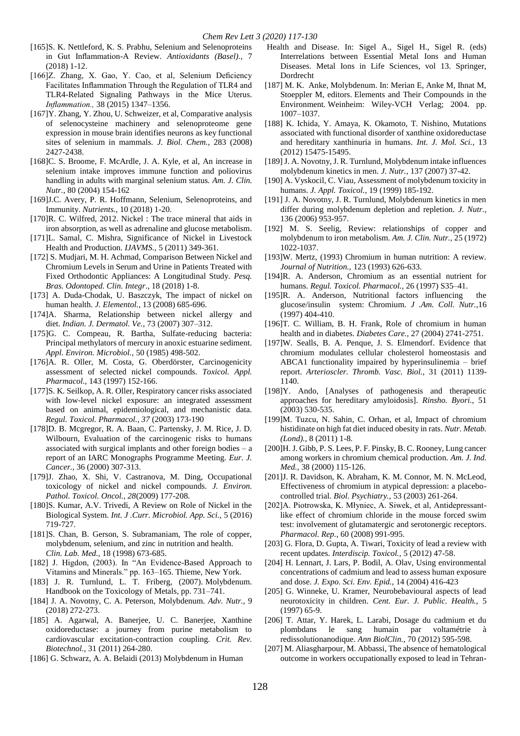[165]S. K. Nettleford, K. S. Prabhu, Selenium and Selenoproteins in Gut Inflammation-A Review. *Antioxidants (Basel).,* 7 (2018) 1-12.

[166]Z. Zhang, X. Gao, Y. Cao, et al, Selenium Deficiency Facilitates Inflammation Through the Regulation of TLR4 and TLR4-Related Signaling Pathways in the Mice Uterus. *Inflammation.,* 38 (2015) 1347–1356.

[167]Y. Zhang, Y. Zhou, U. Schweizer, et al, Comparative analysis of selenocysteine machinery and selenoproteome gene expression in mouse brain identifies neurons as key functional sites of selenium in mammals. *J. Biol. Chem.,* 283 (2008) 2427-2438.

[168]C. S. Broome, F. McArdle, J. A. Kyle, et al, An increase in selenium intake improves immune function and poliovirus handling in adults with marginal selenium status. *Am. J. Clin. Nutr.,* 80 (2004) 154-162

[169]J.C. Avery, P. R. Hoffmann, Selenium, Selenoproteins, and Immunity. *Nutrients.,* 10 (2018) 1-20.

[170]R. C. Wilfred, 2012. Nickel : The trace mineral that aids in iron absorption, as well as adrenaline and glucose metabolism.

[171]L. Samal, C. Mishra, Significance of Nickel in Livestock Health and Production. *IJAVMS.,* 5 (2011) 349-361.

[172] S. Mudjari, M. H. Achmad, Comparison Between Nickel and Chromium Levels in Serum and Urine in Patients Treated with Fixed Orthodontic Appliances: A Longitudinal Study. *Pesq. Bras. Odontoped. Clin. Integr*., 18 (2018) 1-8.

[173] A. Duda-Chodak, U. Baszczyk, The impact of nickel on human health. *J. Elementol.,* 13 (2008) 685-696.

[174]A. Sharma, Relationship between nickel allergy and diet. *Indian. J. Dermatol. Ve.,* 73 (2007) 307–312.

[175]G. C. Compeau, R. Bartha, Sulfate-reducing bacteria: Principal methylators of mercury in anoxic estuarine sediment. *Appl. Environ. Microbiol.,* 50 (1985) 498-502.

[176]A. R. Oller, M. Costa, G. Oberdörster, Carcinogenicity assessment of selected nickel compounds. *Toxicol. Appl. Pharmacol.,* 143 (1997) 152-166.

[177]S. K. Seilkop, A. R. Oller, Respiratory cancer risks associated with low-level nickel exposure: an integrated assessment based on animal, epidemiological, and mechanistic data. *Regul. Toxicol. Pharmacol., 37* (2003) 173-190

[178]D. B. Mcgregor, R. A. Baan, C. Partensky, J. M. Rice, J. D. Wilbourn, Evaluation of the carcinogenic risks to humans associated with surgical implants and other foreign bodies – a report of an IARC Monographs Programme Meeting. *Eur. J. Cancer.,* 36 (2000) 307-313.

[179]J. Zhao, X. Shi, V. Castranova, M. Ding, Occupational toxicology of nickel and nickel compounds. *J. Environ. Pathol. Toxicol. Oncol., 28*(2009) 177-208.

[180]S. Kumar, A.V. Trivedi, A Review on Role of Nickel in the Biological System. *Int. J .Curr. Microbiol. App. Sci.,* 5 (2016) 719-727.

[181]S. Chan, B. Gerson, S. Subramaniam, The role of copper, molybdenum, selenium, and zinc in nutrition and health. *Clin. Lab. Med.,* 18 (1998) 673-685.

[182] J. Higdon, (2003). In "An Evidence-Based Approach to Vitamins and Minerals." pp. 163–165. Thieme, New York.

[183] J. R. Turnlund, L. T. Friberg, (2007). Molybdenum. Handbook on the Toxicology of Metals, pp. 731–741.

[184] J. A. Novotny, C. A. Peterson, Molybdenum. *Adv. Nutr.,* 9 (2018) 272-273.

[185] A. Agarwal, A. Banerjee, U. C. Banerjee, Xanthine oxidoreductase: a journey from purine metabolism to cardiovascular excitation-contraction coupling. *Crit. Rev. Biotechnol.,* 31 (2011) 264-280.

[186] G. Schwarz, A. A. Belaidi (2013) Molybdenum in Human Health and Disease. In: Sigel A., Sigel H., Sigel R. (eds) Interrelations between Essential Metal Ions and Human Diseases. Metal Ions in Life Sciences, vol 13. Springer, Dordrecht

[187] M. K. Anke, Molybdenum. In: Merian E, Anke M, Ihnat M, Stoeppler M, editors. Elements and Their Compounds in the Environment. Weinheim: Wiley-VCH Verlag; 2004. pp. 1007–1037.

[188] K. Ichida, Y. Amaya, K. Okamoto, T. Nishino, Mutations associated with functional disorder of xanthine oxidoreductase and hereditary xanthinuria in humans. *Int. J. Mol. Sci.,* 13 (2012) 15475-15495.

[189] J. A. Novotny, J. R. Turnlund, Molybdenum intake influences molybdenum kinetics in men. *J. Nutr.,* 137 (2007) 37-42.

[190] A. Vyskocil, C. Viau, Assessment of molybdenum toxicity in humans. *J. Appl. Toxicol.,* 19 (1999) 185-192.

[191] J. A. Novotny, J. R. Turnlund, Molybdenum kinetics in men differ during molybdenum depletion and repletion. *J. Nutr.,* 136 (2006) 953-957.

[192] M. S. Seelig, Review: relationships of copper and molybdenum to iron metabolism. *Am. J. Clin. Nutr.,* 25 (1972) 1022-1037.

[193]W. Mertz, (1993) Chromium in human nutrition: A review. *Journal of Nutrition.,* 123 (1993) 626-633.

[194]R. A. Anderson, Chromium as an essential nutrient for humans. *Regul. Toxicol. Pharmacol.,* 26 (1997) S35–41.

[195]R. A. Anderson, Nutritional factors influencing the glucose/insulin system: Chromium. *J .Am. Coll. Nutr.,*16 (1997) 404-410.

[196]T. C. William, B. H. Frank, Role of chromium in human health and in diabetes. *Diabetes Care.,* 27 (2004) 2741-2751.

[197]W. Sealls, B. A. Penque, J. S. Elmendorf. Evidence that chromium modulates cellular cholesterol homeostasis and ABCA1 functionality impaired by hyperinsulinemia – brief report. *Arterioscler. Thromb. Vasc. Biol.,* 31 (2011) 1139-1140.

[198]Y. Ando, [Analyses of pathogenesis and therapeutic approaches for hereditary amyloidosis]. *Rinsho. Byori.,* 51 (2003) 530-535.

[199]M. Tuzcu, N. Sahin, C. Orhan, et al, Impact of chromium histidinate on high fat diet induced obesity in rats. *Nutr. Metab. (Lond).,* 8 (2011) 1-8.

[200]H. J. Gibb, P. S. Lees, P. F. Pinsky, B. C. Rooney, Lung cancer among workers in chromium chemical production. *Am. J. Ind. Med.,* 38 (2000) 115-126.

[201]J. R. Davidson, K. Abraham, K. M. Connor, M. N. McLeod, Effectiveness of chromium in atypical depression: a placebo-controlled trial. *Biol. Psychiatry.,* 53 (2003) 261-264.

[202]A. Piotrowska, K. Młyniec, A. Siwek, et al, Antidepressant-like effect of chromium chloride in the mouse forced swim test: involvement of glutamatergic and serotonergic receptors. *Pharmacol. Rep.,* 60 (2008) 991-995.

[203] G. Flora, D. Gupta, A. Tiwari, Toxicity of lead a review with recent updates. *Interdiscip. Toxicol.,* 5 (2012) 47-58.

[204] H. Lennart, J. Lars, P. Bodil, A. Olav, Using environmental concentrations of cadmium and lead to assess human exposure and dose. *J. Expo. Sci. Env. Epid.,* 14 (2004) 416-423

[205] G. Winneke, U. Kramer, Neurobebavioural aspects of lead neurotoxicity in children. *Cent. Eur. J. Public. Health.,* 5 (1997) 65-9.

[206] T. Attar, Y. Harek, L. Larabi, Dosage du cadmium et du plombdans le sang humain par voltamétrie à redissolutionanodique. *Ann BiolClin.,* 70 (2012) 595-598.

[207] M. Aliasgharpour, M. Abbassi, The absence of hematological outcome in workers occupationally exposed to lead in Tehran-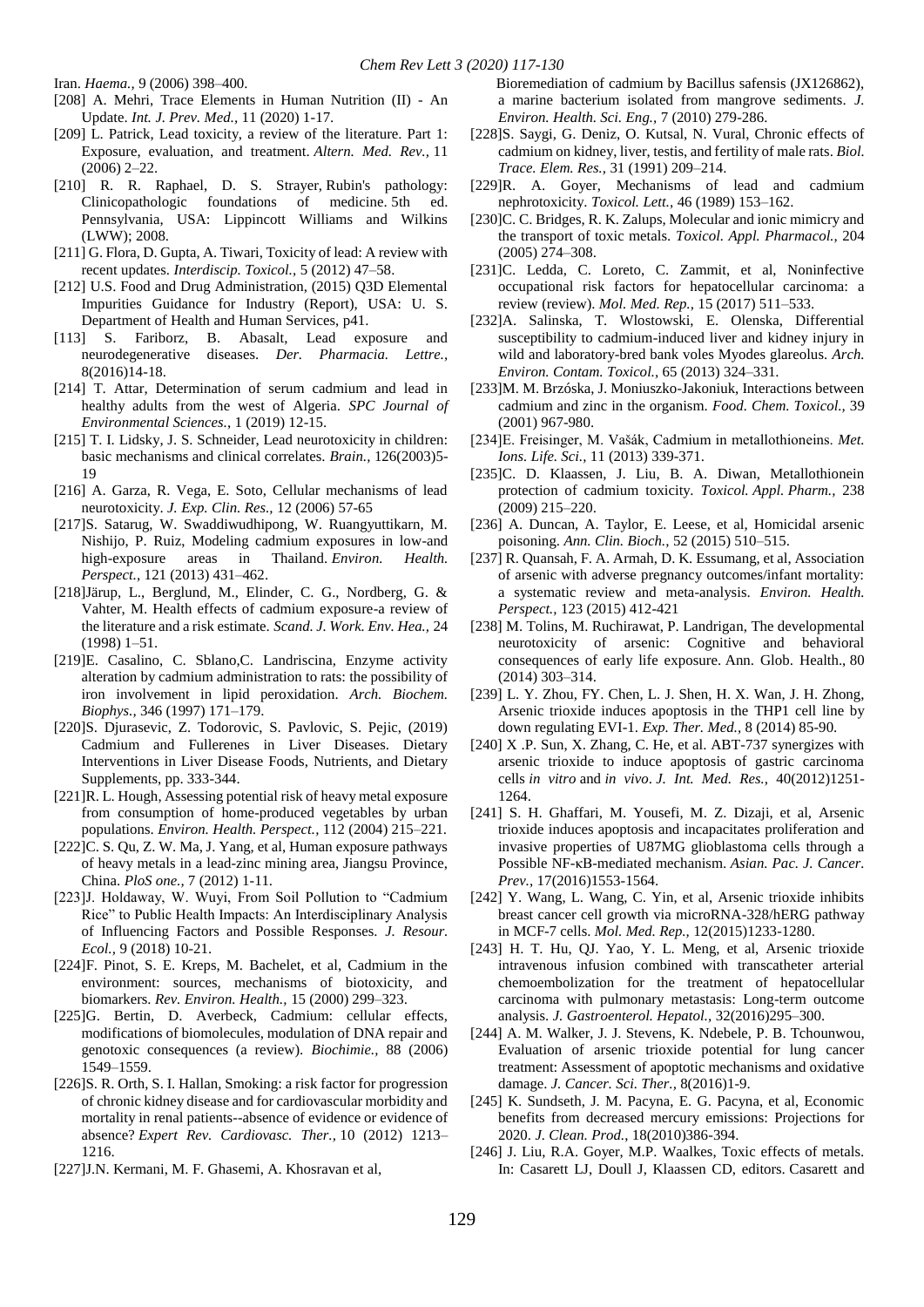Iran. *Haema.,* 9 (2006) 398–400.

[208] A. Mehri, Trace Elements in Human Nutrition (II) - An Update. *Int. J. Prev. Med.*, 11 (2020) 1-17.

[209] L. Patrick, Lead toxicity, a review of the literature. Part 1: Exposure, evaluation, and treatment. *Altern. Med. Rev.*, 11 (2006) 2–22.

[210] R. R. Raphael, D. S. Strayer, Rubin's pathology: Clinicopathologic foundations of medicine. 5th ed. Pennsylvania, USA: Lippincott Williams and Wilkins (LWW); 2008.

[211] G. Flora, D. Gupta, A. Tiwari, Toxicity of lead: A review with recent updates. *Interdiscip. Toxicol.*, 5 (2012) 47–58.

[212] U.S. Food and Drug Administration, (2015) Q3D Elemental Impurities Guidance for Industry (Report), USA: U. S. Department of Health and Human Services, p41.

[113] S. Fariborz, B. Abasalt, Lead exposure and neurodegenerative diseases. *Der. Pharmacia. Lettre.*, 8(2016)14-18.

[214] T. Attar, Determination of serum cadmium and lead in healthy adults from the west of Algeria. *SPC Journal of Environmental Sciences.*, 1 (2019) 12-15.

[215] T. I. Lidsky, J. S. Schneider, Lead neurotoxicity in children: basic mechanisms and clinical correlates. *Brain.*, 126(2003)5-19

[216] A. Garza, R. Vega, E. Soto, Cellular mechanisms of lead neurotoxicity. *J. Exp. Clin. Res.*, 12 (2006) 57-65

[217]S. Satarug, W. Swaddiwudhipong, W. Ruangyuttikarn, M. Nishijo, P. Ruiz, Modeling cadmium exposures in low-and high-exposure areas in Thailand. *Environ. Health. Perspect.*, 121 (2013) 431–462.

[218]Järup, L., Berglund, M., Elinder, C. G., Nordberg, G. & Vahter, M. Health effects of cadmium exposure-a review of the literature and a risk estimate. *Scand. J. Work. Env. Hea.*, 24 (1998) 1–51.

[219]E. Casalino, C. Sblano,C. Landriscina, Enzyme activity alteration by cadmium administration to rats: the possibility of iron involvement in lipid peroxidation. *Arch. Biochem. Biophys.*, 346 (1997) 171–179.

[220]S. Djurasevic, Z. Todorovic, S. Pavlovic, S. Pejic, (2019) Cadmium and Fullerenes in Liver Diseases. Dietary Interventions in Liver Disease Foods, Nutrients, and Dietary Supplements, pp. 333-344.

[221]R. L. Hough, Assessing potential risk of heavy metal exposure from consumption of home-produced vegetables by urban populations. *Environ. Health. Perspect.*, 112 (2004) 215–221.

[222]C. S. Qu, Z. W. Ma, J. Yang, et al, Human exposure pathways of heavy metals in a lead-zinc mining area, Jiangsu Province, China. *PloS one.*, 7 (2012) 1-11.

[223]J. Holdaway, W. Wuyi, From Soil Pollution to "Cadmium Rice" to Public Health Impacts: An Interdisciplinary Analysis of Influencing Factors and Possible Responses. *J. Resour. Ecol.*, 9 (2018) 10-21.

[224]F. Pinot, S. E. Kreps, M. Bachelet, et al, Cadmium in the environment: sources, mechanisms of biotoxicity, and biomarkers. *Rev. Environ. Health.*, 15 (2000) 299–323.

[225]G. Bertin, D. Averbeck, Cadmium: cellular effects, modifications of biomolecules, modulation of DNA repair and genotoxic consequences (a review). *Biochimie.*, 88 (2006) 1549–1559.

[226]S. R. Orth, S. I. Hallan, Smoking: a risk factor for progression of chronic kidney disease and for cardiovascular morbidity and mortality in renal patients--absence of evidence or evidence of absence? *Expert Rev. Cardiovasc. Ther.*, 10 (2012) 1213–1216.

[227]J.N. Kermani, M. F. Ghasemi, A. Khosravan et al, Bioremediation of cadmium by Bacillus safensis (JX126862), a marine bacterium isolated from mangrove sediments. *J. Environ. Health. Sci. Eng.*, 7 (2010) 279-286.

[228]S. Saygi, G. Deniz, O. Kutsal, N. Vural, Chronic effects of cadmium on kidney, liver, testis, and fertility of male rats. *Biol. Trace. Elem. Res.*, 31 (1991) 209–214.

[229]R. A. Goyer, Mechanisms of lead and cadmium nephrotoxicity. *Toxicol. Lett.*, 46 (1989) 153–162.

[230]C. C. Bridges, R. K. Zalups, Molecular and ionic mimicry and the transport of toxic metals. *Toxicol. Appl. Pharmacol.*, 204 (2005) 274–308.

[231]C. Ledda, C. Loreto, C. Zammit, et al, Noninfective occupational risk factors for hepatocellular carcinoma: a review (review). *Mol. Med. Rep.*, 15 (2017) 511–533.

[232]A. Salinska, T. Wlostowski, E. Olenska, Differential susceptibility to cadmium-induced liver and kidney injury in wild and laboratory-bred bank voles Myodes glareolus. *Arch. Environ. Contam. Toxicol.*, 65 (2013) 324–331.

[233]M. M. Brzóska, J. Moniuszko-Jakoniuk, Interactions between cadmium and zinc in the organism. *Food. Chem. Toxicol.*, 39 (2001) 967-980.

[234]E. Freisinger, M. Vašák, Cadmium in metallothioneins. *Met. Ions. Life. Sci.*, 11 (2013) 339-371.

[235]C. D. Klaassen, J. Liu, B. A. Diwan, Metallothionein protection of cadmium toxicity. *Toxicol. Appl. Pharm.*, 238 (2009) 215–220.

[236] A. Duncan, A. Taylor, E. Leese, et al, Homicidal arsenic poisoning. *Ann. Clin. Bioch.*, 52 (2015) 510–515.

[237] R. Quansah, F. A. Armah, D. K. Essumang, et al, Association of arsenic with adverse pregnancy outcomes/infant mortality: a systematic review and meta-analysis. *Environ. Health. Perspect.*, 123 (2015) 412-421

[238] M. Tolins, M. Ruchirawat, P. Landrigan, The developmental neurotoxicity of arsenic: Cognitive and behavioral consequences of early life exposure. Ann. Glob. Health., 80 (2014) 303–314.

[239] L. Y. Zhou, FY. Chen, L. J. Shen, H. X. Wan, J. H. Zhong, Arsenic trioxide induces apoptosis in the THP1 cell line by down regulating EVI-1. *Exp. Ther. Med.*, 8 (2014) 85-90.

[240] X .P. Sun, X. Zhang, C. He, et al. ABT-737 synergizes with arsenic trioxide to induce apoptosis of gastric carcinoma cells *in vitro* and *in vivo*. *J. Int. Med. Res.*, 40(2012)1251-1264.

[241] S. H. Ghaffari, M. Yousefi, M. Z. Dizaji, et al, Arsenic trioxide induces apoptosis and incapacitates proliferation and invasive properties of U87MG glioblastoma cells through a Possible NF-κB-mediated mechanism. *Asian. Pac. J. Cancer. Prev.*, 17(2016)1553-1564.

[242] Y. Wang, L. Wang, C. Yin, et al, Arsenic trioxide inhibits breast cancer cell growth via microRNA-328/hERG pathway in MCF-7 cells. *Mol. Med. Rep.*, 12(2015)1233-1280.

[243] H. T. Hu, QJ. Yao, Y. L. Meng, et al, Arsenic trioxide intravenous infusion combined with transcatheter arterial chemoembolization for the treatment of hepatocellular carcinoma with pulmonary metastasis: Long-term outcome analysis. *J. Gastroenterol. Hepatol.*, 32(2016)295–300.

[244] A. M. Walker, J. J. Stevens, K. Ndebele, P. B. Tchounwou, Evaluation of arsenic trioxide potential for lung cancer treatment: Assessment of apoptotic mechanisms and oxidative damage. *J. Cancer. Sci. Ther.*, 8(2016)1-9.

[245] K. Sundseth, J. M. Pacyna, E. G. Pacyna, et al, Economic benefits from decreased mercury emissions: Projections for 2020. *J. Clean. Prod.*, 18(2010)386-394.

[246] J. Liu, R.A. Goyer, M.P. Waalkes, Toxic effects of metals. In: Casarett LJ, Doull J, Klaassen CD, editors. Casarett and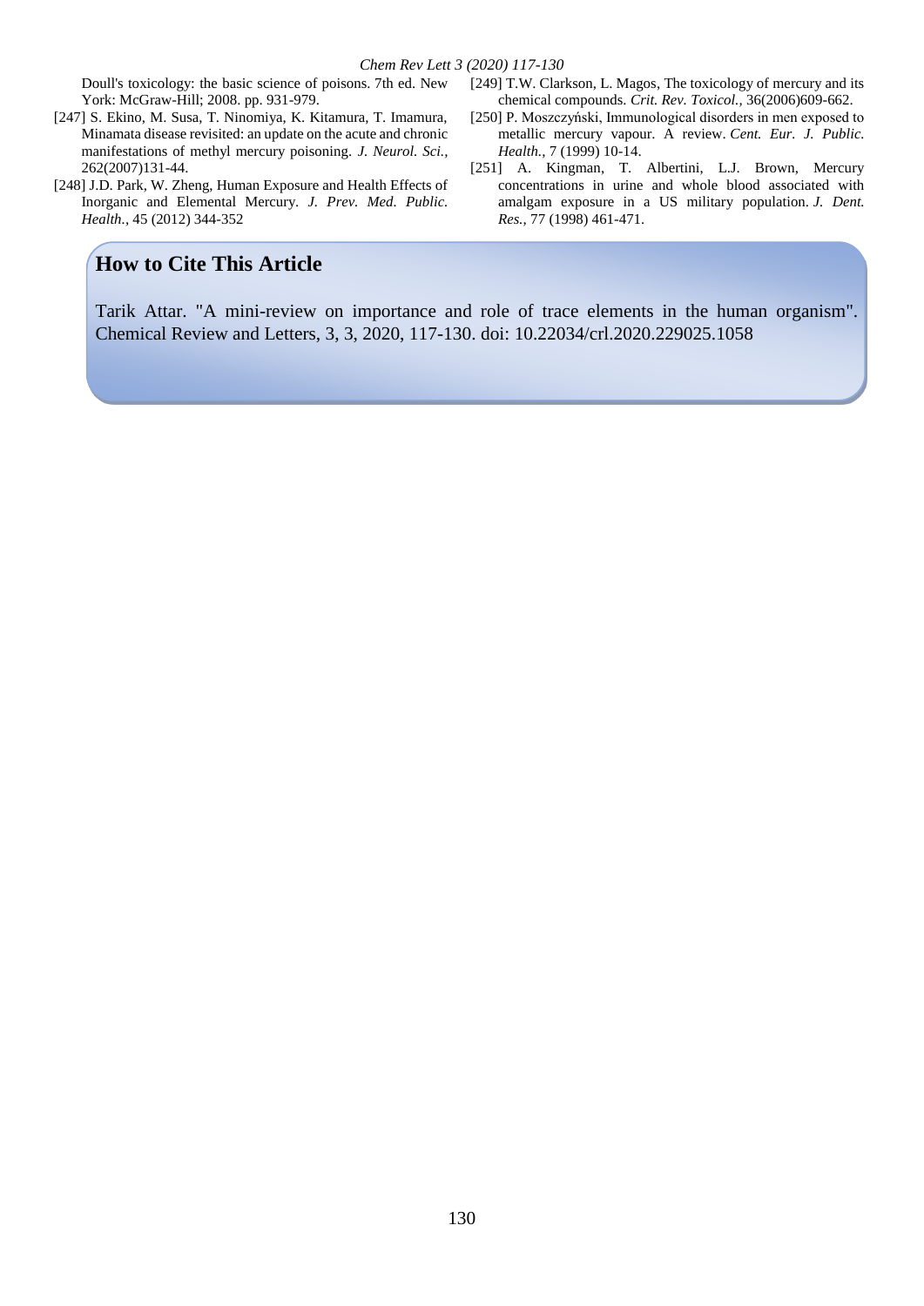Doull's toxicology: the basic science of poisons. 7th ed. New York: McGraw-Hill; 2008. pp. 931-979.

[247] S. Ekino, M. Susa, T. Ninomiya, K. Kitamura, T. Imamura, Minamata disease revisited: an update on the acute and chronic manifestations of methyl mercury poisoning. *J. Neurol. Sci.*, 262(2007)131-44.

[248] J.D. Park, W. Zheng, Human Exposure and Health Effects of Inorganic and Elemental Mercury. *J. Prev. Med. Public. Health.*, 45 (2012) 344-352

[249] T.W. Clarkson, L. Magos, The toxicology of mercury and its chemical compounds. *Crit. Rev. Toxicol.*, 36(2006)609-662.

[250] P. Moszczyński, Immunological disorders in men exposed to metallic mercury vapour. A review. *Cent. Eur. J. Public. Health.*, 7 (1999) 10-14.

[251] A. Kingman, T. Albertini, L.J. Brown, Mercury concentrations in urine and whole blood associated with amalgam exposure in a US military population. *J. Dent. Res.*, 77 (1998) 461-471.

## How to Cite This Article

Tarik Attar. "A mini-review on importance and role of trace elements in the human organism". Chemical Review and Letters, 3, 3, 2020, 117-130. doi: 10.22034/crl.2020.229025.1058